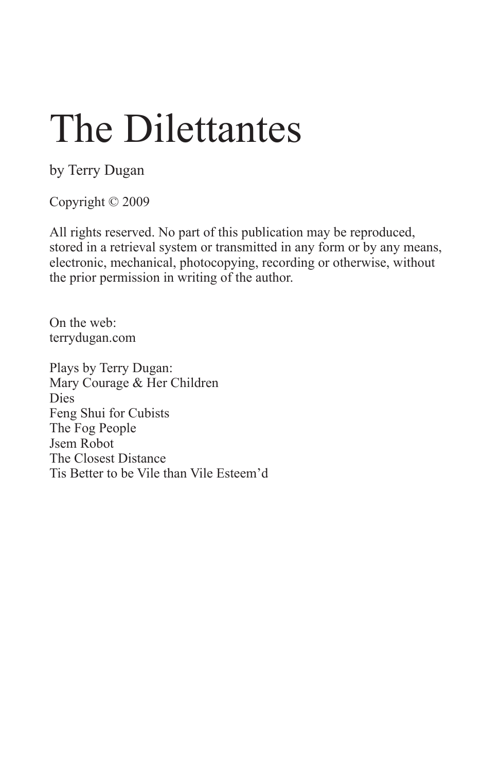# The Dilettantes

by Terry Dugan

Copyright © 2009

All rights reserved. No part of this publication may be reproduced, stored in a retrieval system or transmitted in any form or by any means, electronic, mechanical, photocopying, recording or otherwise, without the prior permission in writing of the author.

On the web:
terrydugan.com

Plays by Terry Dugan:
Mary Courage & Her Children
Dies
Feng Shui for Cubists
The Fog People
Jsem Robot
The Closest Distance
Tis Better to be Vile than Vile Esteem'd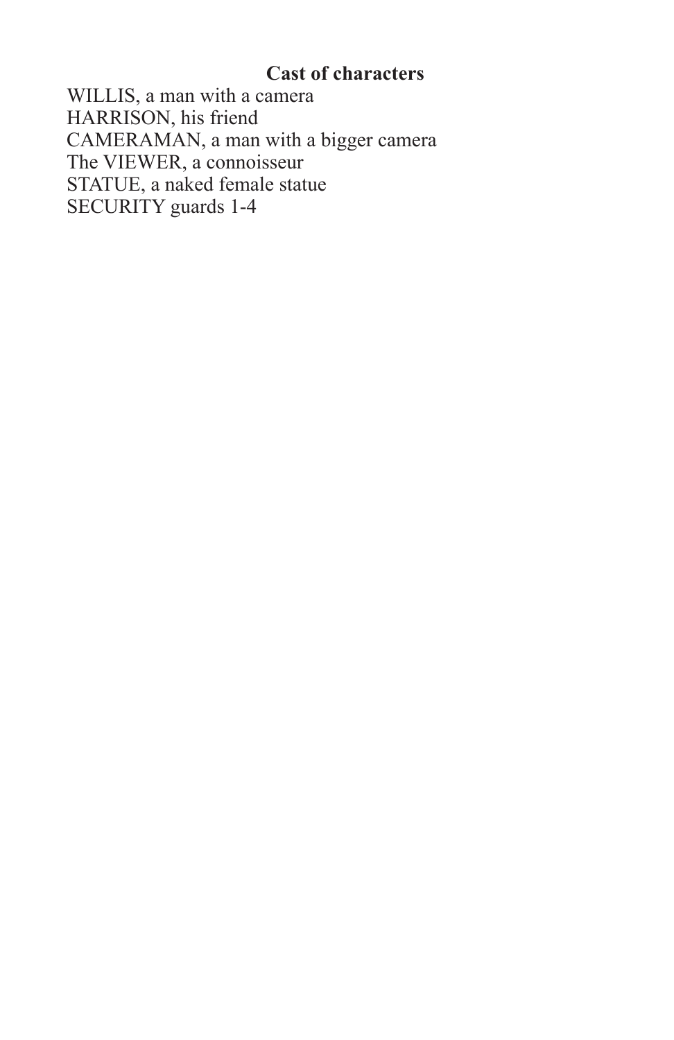## Cast of characters

WILLIS, a man with a camera
HARRISON, his friend
CAMERAMAN, a man with a bigger camera
The VIEWER, a connoisseur
STATUE, a naked female statue
SECURITY guards 1-4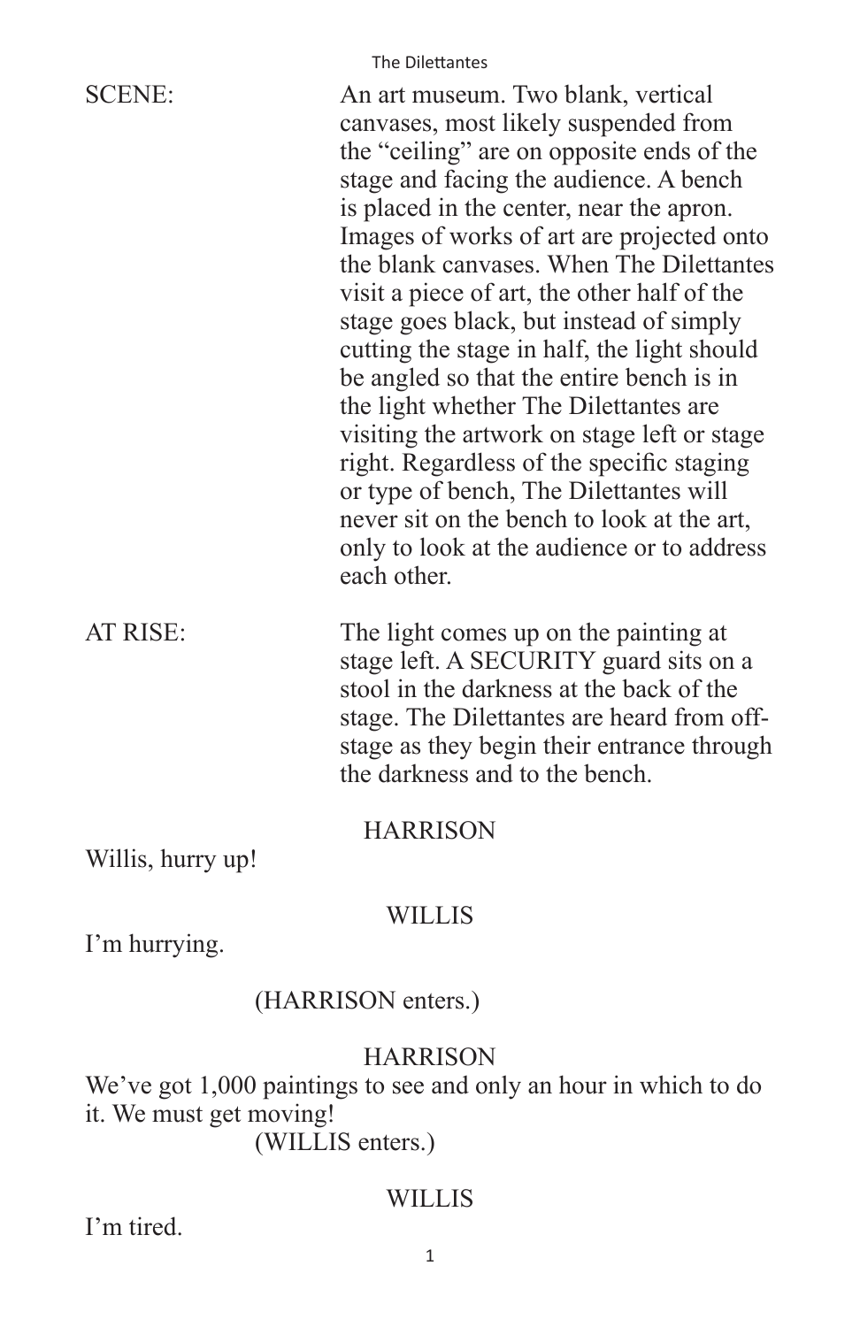SCENE: An art museum. Two blank, vertical canvases, most likely suspended from the "ceiling" are on opposite ends of the stage and facing the audience. A bench is placed in the center, near the apron. Images of works of art are projected onto the blank canvases. When The Dilettantes visit a piece of art, the other half of the stage goes black, but instead of simply cutting the stage in half, the light should be angled so that the entire bench is in the light whether The Dilettantes are visiting the artwork on stage left or stage right. Regardless of the specific staging or type of bench, The Dilettantes will never sit on the bench to look at the art, only to look at the audience or to address each other.

AT RISE: The light comes up on the painting at stage left. A SECURITY guard sits on a stool in the darkness at the back of the stage. The Dilettantes are heard from off-stage as they begin their entrance through the darkness and to the bench.

HARRISON

Willis, hurry up!

WILLIS

I'm hurrying.

(HARRISON enters.)

HARRISON

We've got 1,000 paintings to see and only an hour in which to do it. We must get moving!

(WILLIS enters.)

WILLIS

I'm tired.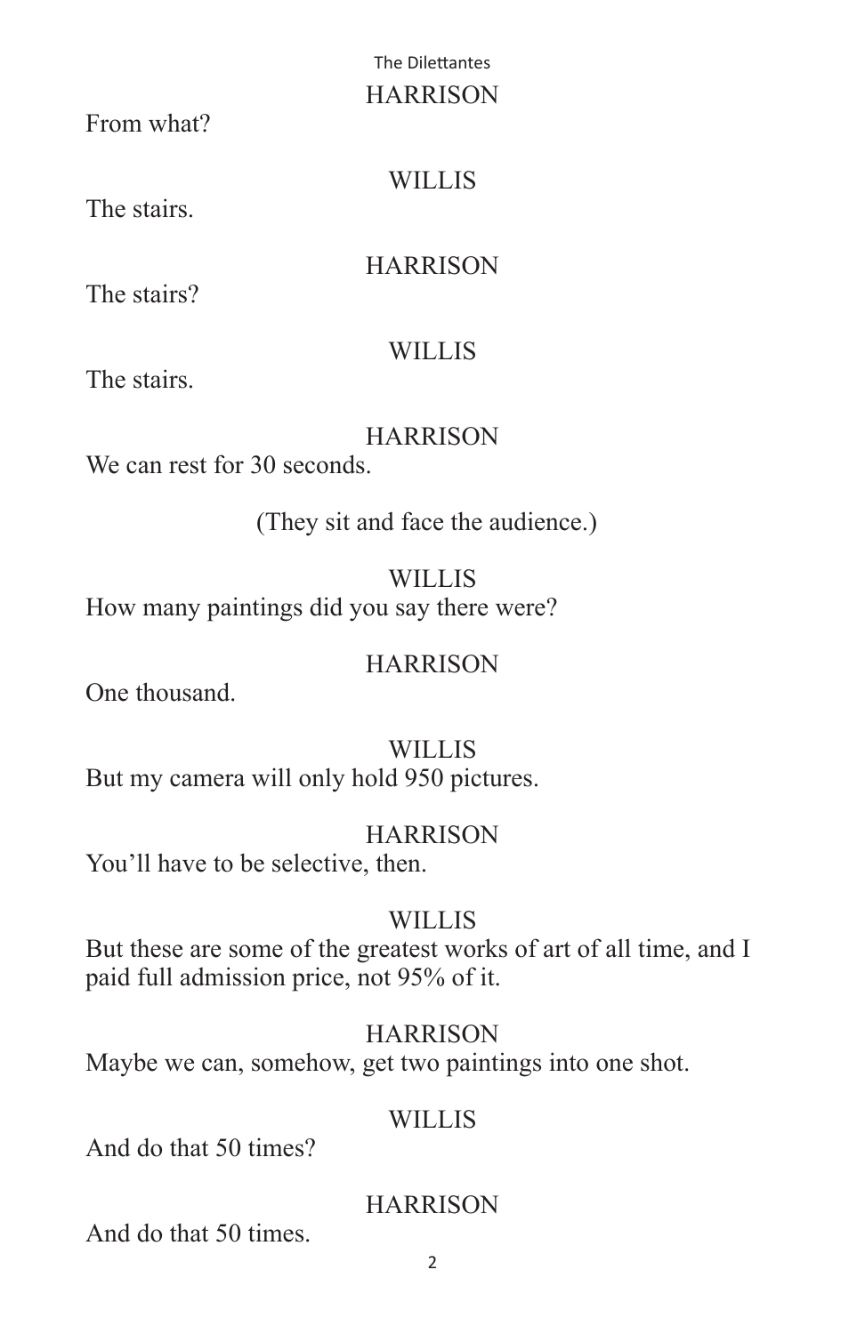HARRISON

From what?

WILLIS

The stairs.

HARRISON

The stairs?

WILLIS

The stairs.

HARRISON

We can rest for 30 seconds.

(They sit and face the audience.)

WILLIS

How many paintings did you say there were?

HARRISON

One thousand.

WILLIS

But my camera will only hold 950 pictures.

HARRISON

You'll have to be selective, then.

WILLIS

But these are some of the greatest works of art of all time, and I paid full admission price, not 95% of it.

HARRISON

Maybe we can, somehow, get two paintings into one shot.

WILLIS

And do that 50 times?

HARRISON

And do that 50 times.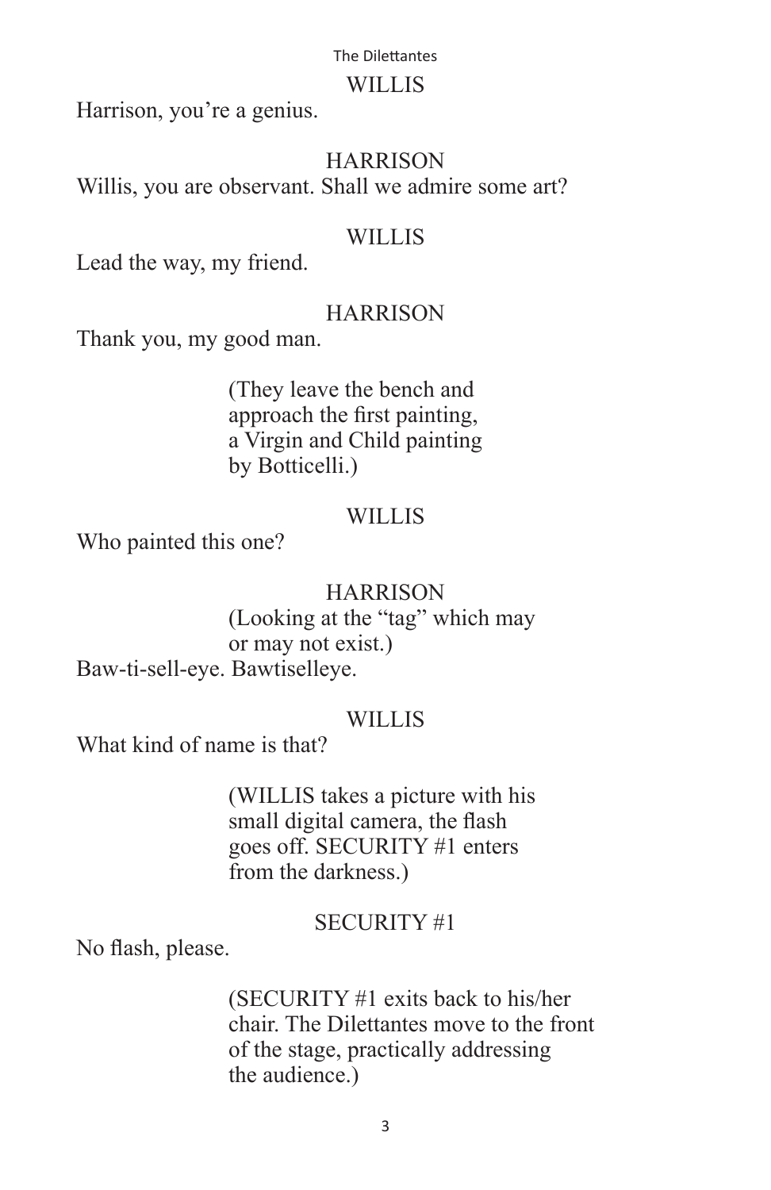WILLIS

Harrison, you're a genius.

HARRISON

Willis, you are observant. Shall we admire some art?

WILLIS

Lead the way, my friend.

HARRISON

Thank you, my good man.

(They leave the bench and approach the first painting, a Virgin and Child painting by Botticelli.)

WILLIS

Who painted this one?

HARRISON

(Looking at the "tag" which may or may not exist.)

Baw-ti-sell-eye. Bawtiselleye.

WILLIS

What kind of name is that?

(WILLIS takes a picture with his small digital camera, the flash goes off. SECURITY #1 enters from the darkness.)

SECURITY #1

No flash, please.

(SECURITY #1 exits back to his/her chair. The Dilettantes move to the front of the stage, practically addressing the audience.)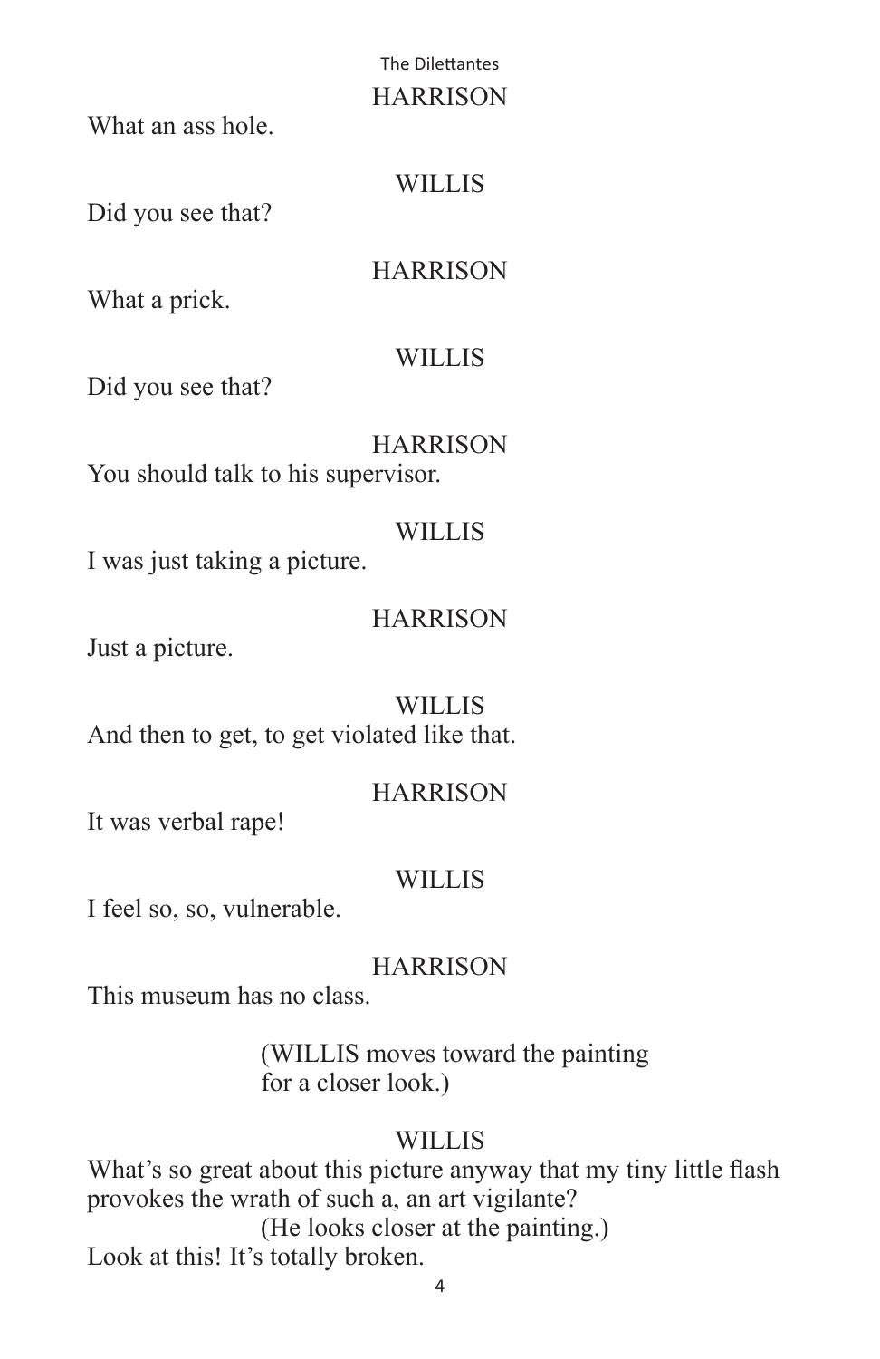HARRISON

What an ass hole.

WILLIS

Did you see that?

HARRISON

What a prick.

WILLIS

Did you see that?

HARRISON

You should talk to his supervisor.

WILLIS

I was just taking a picture.

HARRISON

Just a picture.

WILLIS

And then to get, to get violated like that.

HARRISON

It was verbal rape!

WILLIS

I feel so, so, vulnerable.

HARRISON

This museum has no class.

(WILLIS moves toward the painting for a closer look.)

WILLIS

What's so great about this picture anyway that my tiny little flash provokes the wrath of such a, an art vigilante?

(He looks closer at the painting.)

Look at this! It's totally broken.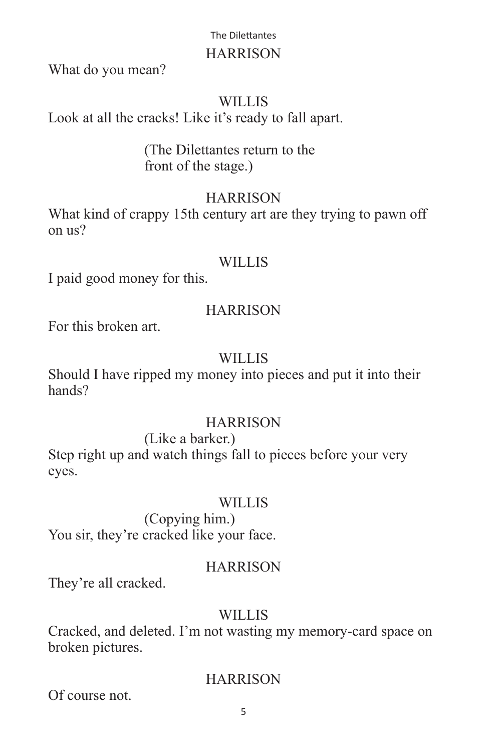HARRISON

What do you mean?

WILLIS

Look at all the cracks! Like it's ready to fall apart.

(The Dilettantes return to the front of the stage.)

HARRISON

What kind of crappy 15th century art are they trying to pawn off on us?

WILLIS

I paid good money for this.

HARRISON

For this broken art.

WILLIS

Should I have ripped my money into pieces and put it into their hands?

HARRISON

(Like a barker.)

Step right up and watch things fall to pieces before your very eyes.

WILLIS

(Copying him.)

You sir, they're cracked like your face.

HARRISON

They're all cracked.

WILLIS

Cracked, and deleted. I'm not wasting my memory-card space on broken pictures.

HARRISON

Of course not.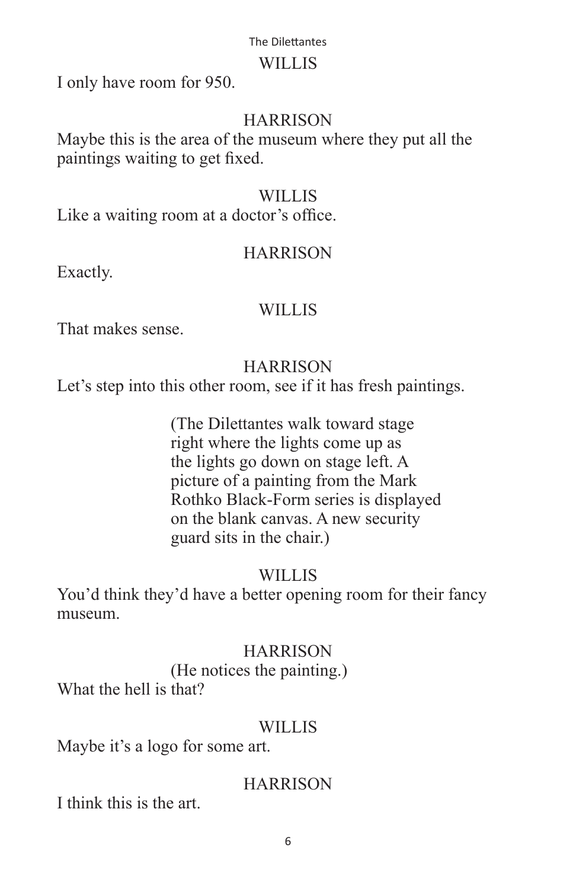WILLIS

I only have room for 950.

HARRISON

Maybe this is the area of the museum where they put all the paintings waiting to get fixed.

WILLIS

Like a waiting room at a doctor's office.

HARRISON

Exactly.

WILLIS

That makes sense.

HARRISON

Let's step into this other room, see if it has fresh paintings.

(The Dilettantes walk toward stage right where the lights come up as the lights go down on stage left. A picture of a painting from the Mark Rothko Black-Form series is displayed on the blank canvas. A new security guard sits in the chair.)

WILLIS

You'd think they'd have a better opening room for their fancy museum.

HARRISON

(He notices the painting.)

What the hell is that?

WILLIS

Maybe it's a logo for some art.

HARRISON

I think this is the art.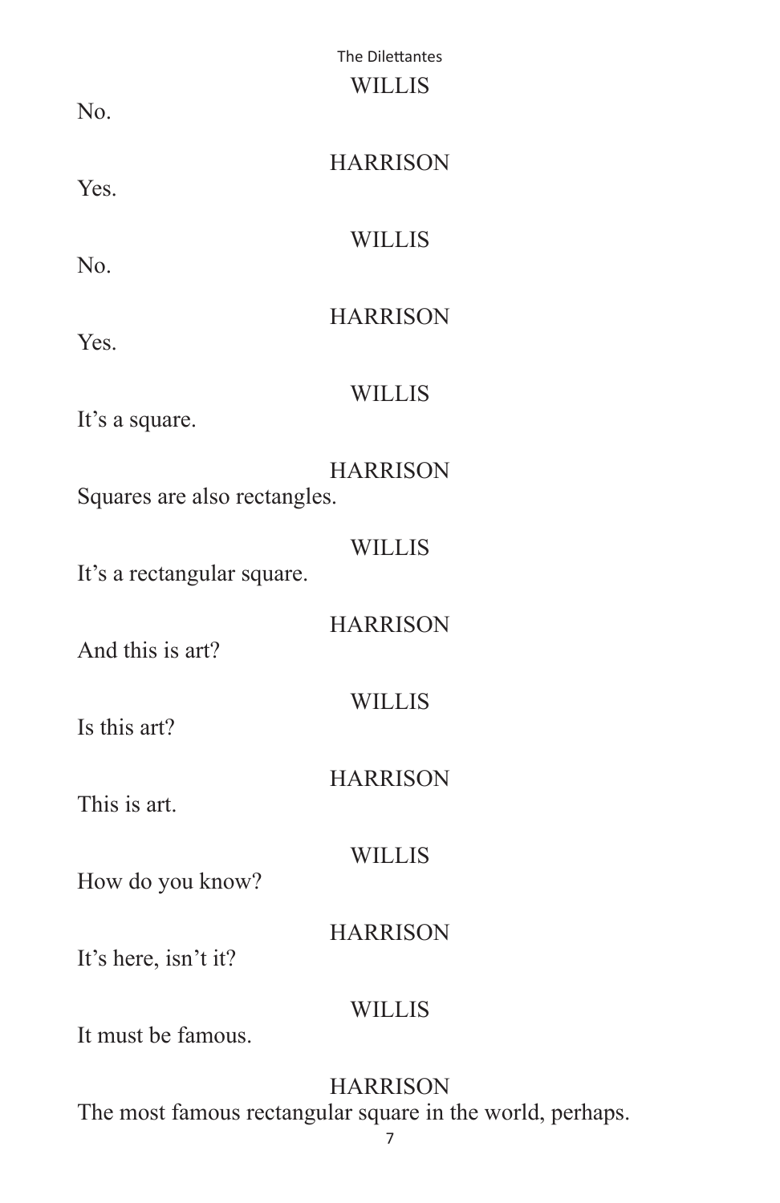WILLIS

No.

HARRISON

Yes.

WILLIS

No.

HARRISON

Yes.

WILLIS

It's a square.

HARRISON

Squares are also rectangles.

WILLIS

It's a rectangular square.

HARRISON

And this is art?

WILLIS

Is this art?

HARRISON

This is art.

WILLIS

How do you know?

HARRISON

It's here, isn't it?

WILLIS

It must be famous.

HARRISON

The most famous rectangular square in the world, perhaps.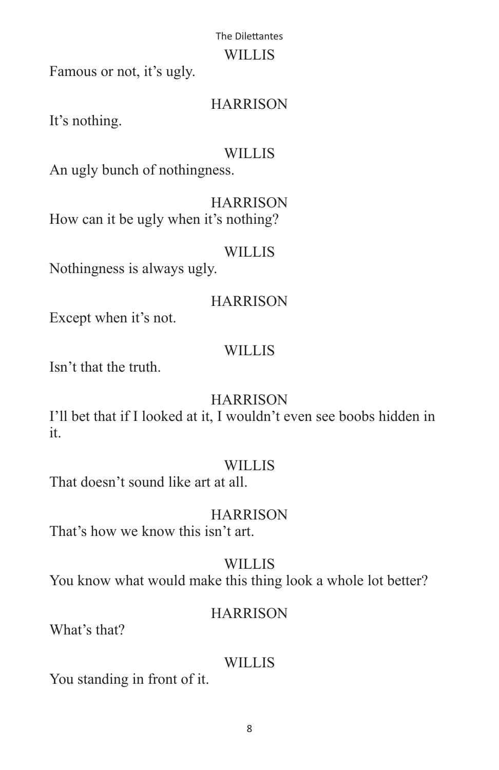WILLIS

Famous or not, it's ugly.

HARRISON

It's nothing.

WILLIS

An ugly bunch of nothingness.

HARRISON

How can it be ugly when it's nothing?

WILLIS

Nothingness is always ugly.

HARRISON

Except when it's not.

WILLIS

Isn't that the truth.

HARRISON

I'll bet that if I looked at it, I wouldn't even see boobs hidden in it.

WILLIS

That doesn't sound like art at all.

HARRISON

That's how we know this isn't art.

WILLIS

You know what would make this thing look a whole lot better?

HARRISON

What's that?

WILLIS

You standing in front of it.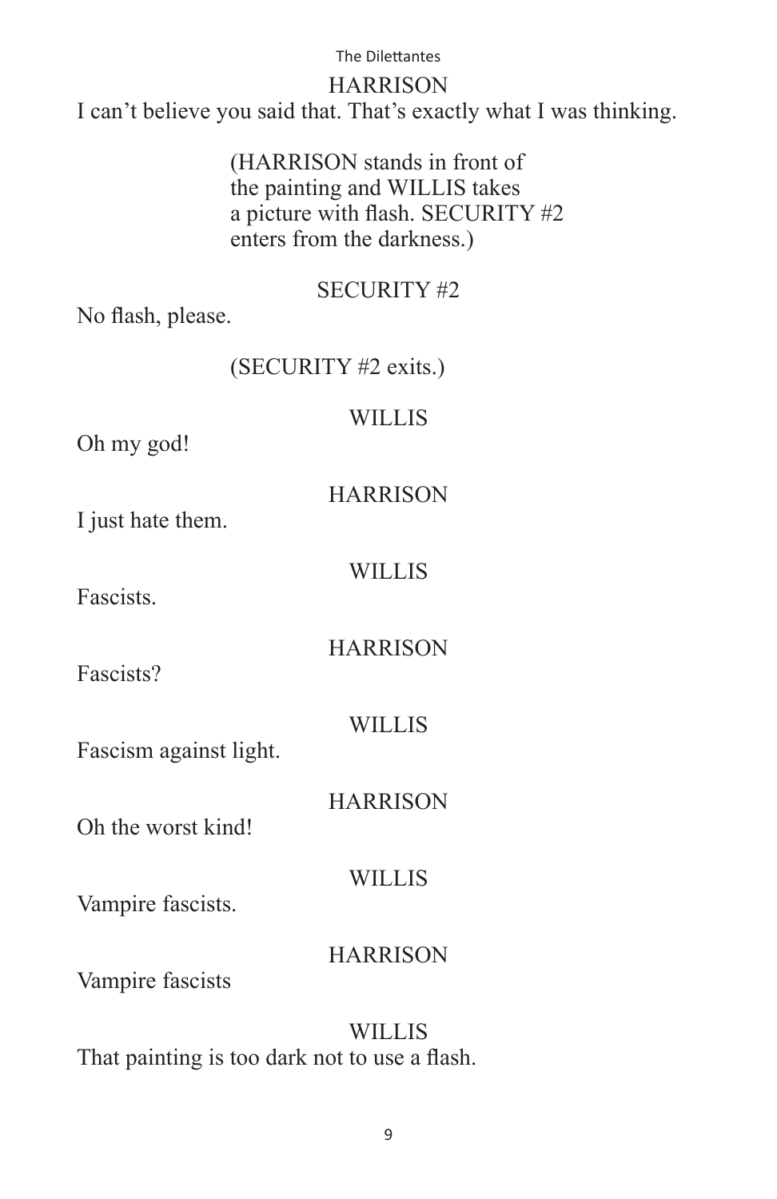HARRISON

I can't believe you said that. That's exactly what I was thinking.

(HARRISON stands in front of the painting and WILLIS takes a picture with flash. SECURITY #2 enters from the darkness.)

SECURITY #2

No flash, please.

(SECURITY #2 exits.)

WILLIS

Oh my god!

HARRISON

I just hate them.

WILLIS

Fascists.

HARRISON

Fascists?

WILLIS

Fascism against light.

HARRISON

Oh the worst kind!

WILLIS

Vampire fascists.

HARRISON

Vampire fascists

WILLIS

That painting is too dark not to use a flash.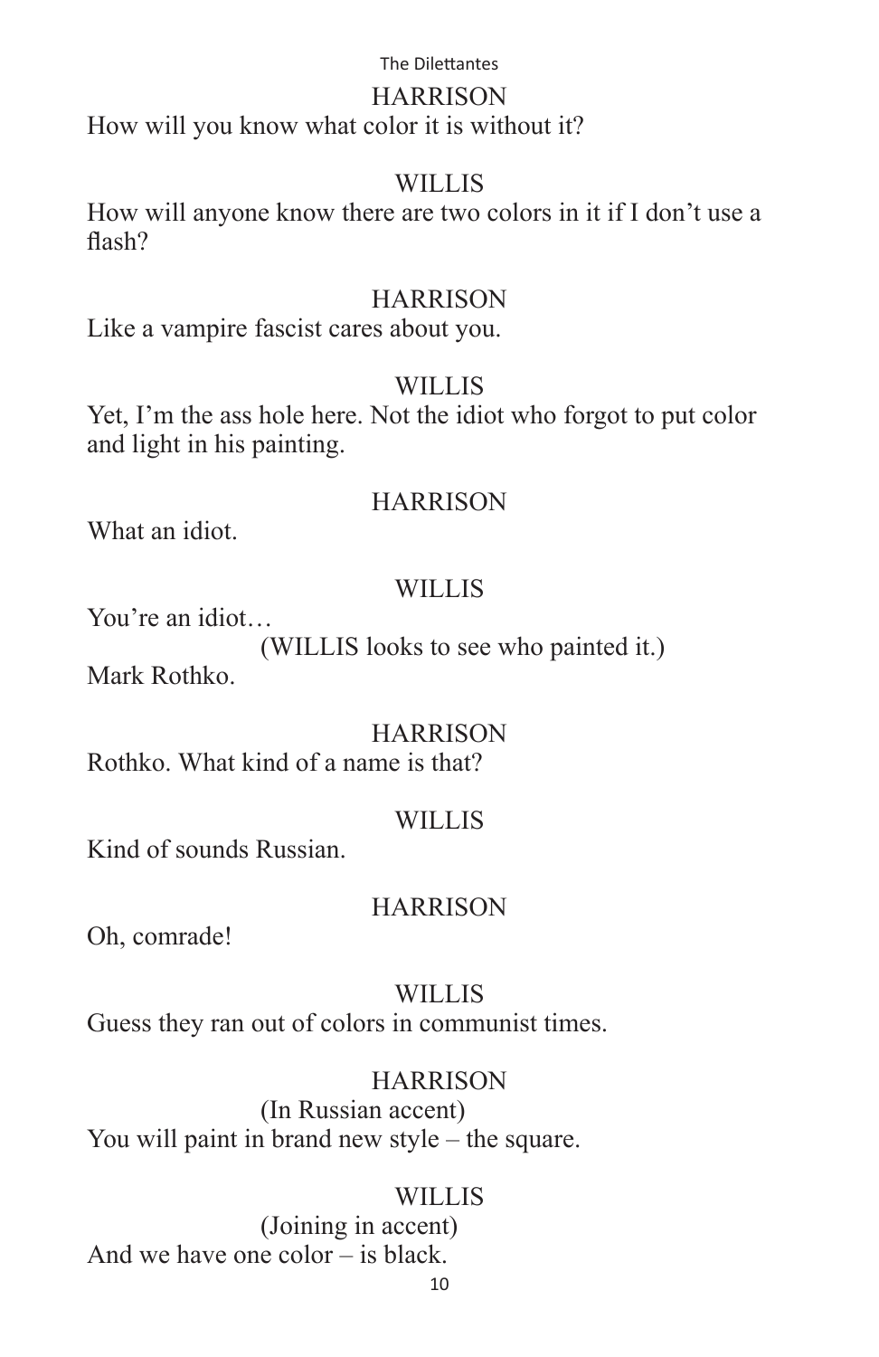HARRISON

How will you know what color it is without it?

WILLIS

How will anyone know there are two colors in it if I don't use a flash?

HARRISON

Like a vampire fascist cares about you.

WILLIS

Yet, I'm the ass hole here. Not the idiot who forgot to put color and light in his painting.

HARRISON

What an idiot.

WILLIS

You're an idiot…

(WILLIS looks to see who painted it.)

Mark Rothko.

HARRISON

Rothko. What kind of a name is that?

WILLIS

Kind of sounds Russian.

HARRISON

Oh, comrade!

WILLIS

Guess they ran out of colors in communist times.

HARRISON

(In Russian accent)

You will paint in brand new style – the square.

WILLIS

(Joining in accent)

And we have one color – is black.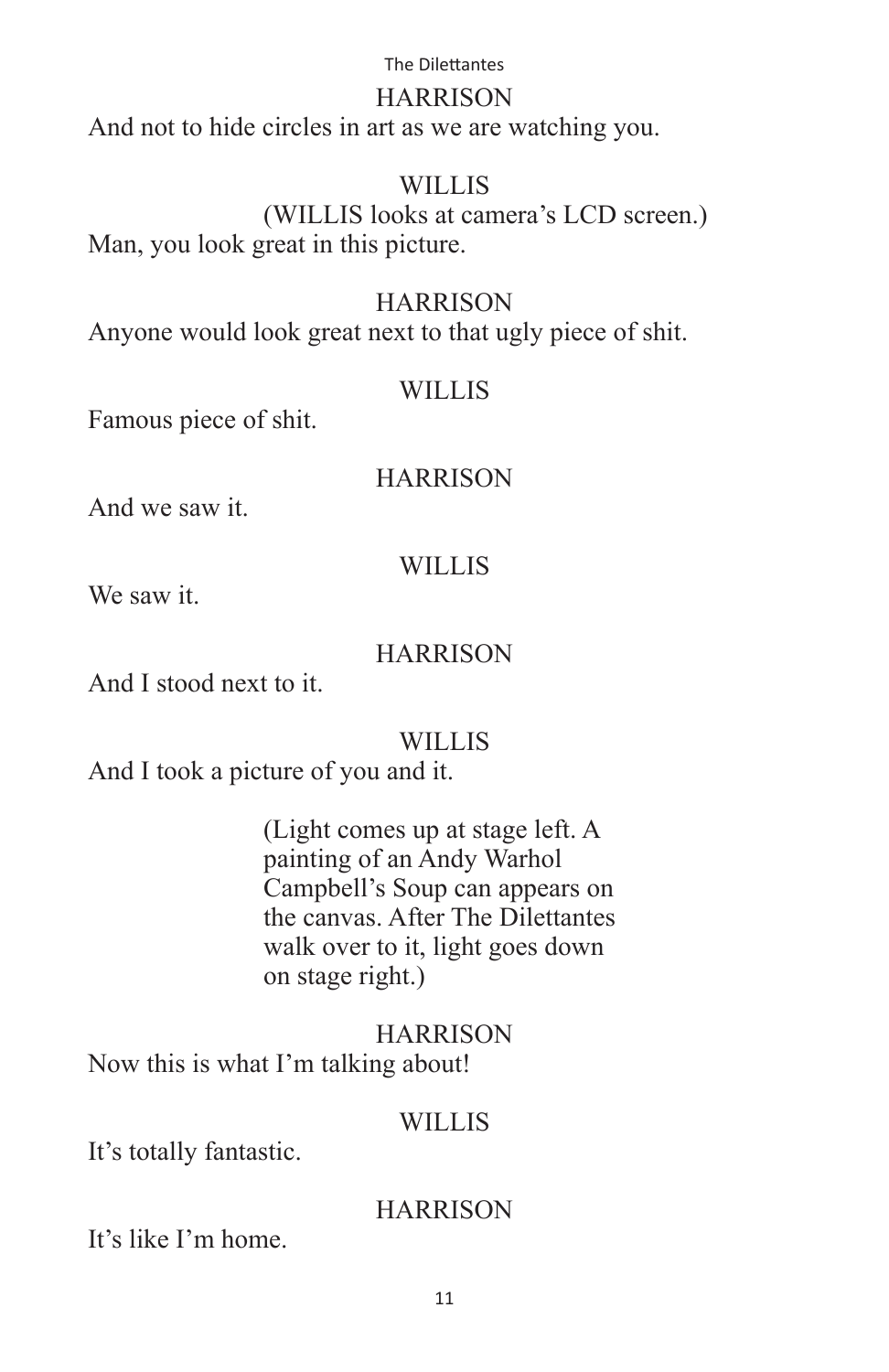HARRISON

And not to hide circles in art as we are watching you.

WILLIS

(WILLIS looks at camera's LCD screen.)

Man, you look great in this picture.

HARRISON

Anyone would look great next to that ugly piece of shit.

WILLIS

Famous piece of shit.

HARRISON

And we saw it.

WILLIS

We saw it.

HARRISON

And I stood next to it.

WILLIS

And I took a picture of you and it.

(Light comes up at stage left. A painting of an Andy Warhol Campbell's Soup can appears on the canvas. After The Dilettantes walk over to it, light goes down on stage right.)

HARRISON

Now this is what I'm talking about!

WILLIS

It's totally fantastic.

HARRISON

It's like I'm home.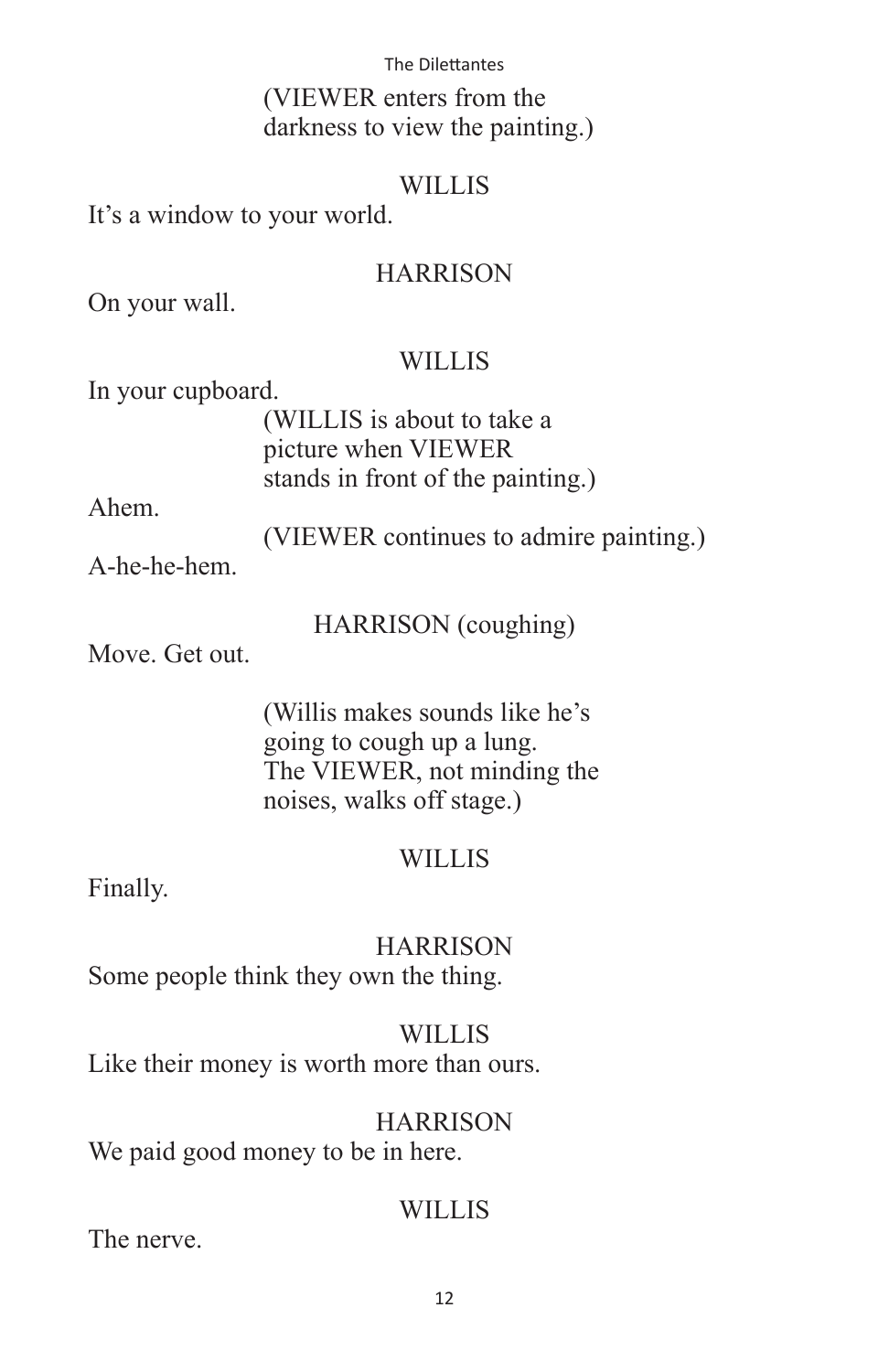(VIEWER enters from the darkness to view the painting.)

WILLIS

It's a window to your world.

HARRISON

On your wall.

WILLIS

In your cupboard.

(WILLIS is about to take a picture when VIEWER stands in front of the painting.)

Ahem.

(VIEWER continues to admire painting.)

A-he-he-hem.

HARRISON (coughing)

Move. Get out.

(Willis makes sounds like he's going to cough up a lung. The VIEWER, not minding the noises, walks off stage.)

WILLIS

Finally.

HARRISON

Some people think they own the thing.

WILLIS

Like their money is worth more than ours.

HARRISON

We paid good money to be in here.

WILLIS

The nerve.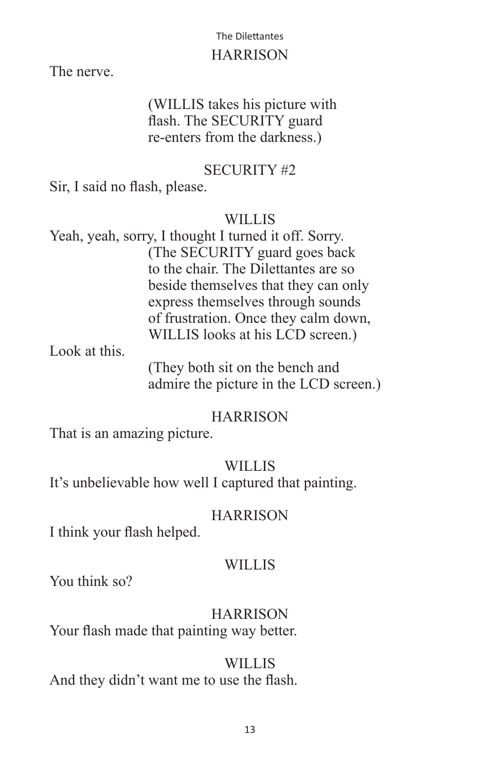HARRISON

The nerve.

(WILLIS takes his picture with flash. The SECURITY guard re-enters from the darkness.)

SECURITY #2

Sir, I said no flash, please.

WILLIS

Yeah, yeah, sorry, I thought I turned it off. Sorry.

(The SECURITY guard goes back to the chair. The Dilettantes are so beside themselves that they can only express themselves through sounds of frustration. Once they calm down, WILLIS looks at his LCD screen.)

Look at this.

(They both sit on the bench and admire the picture in the LCD screen.)

HARRISON

That is an amazing picture.

WILLIS

It's unbelievable how well I captured that painting.

HARRISON

I think your flash helped.

WILLIS

You think so?

HARRISON

Your flash made that painting way better.

WILLIS

And they didn't want me to use the flash.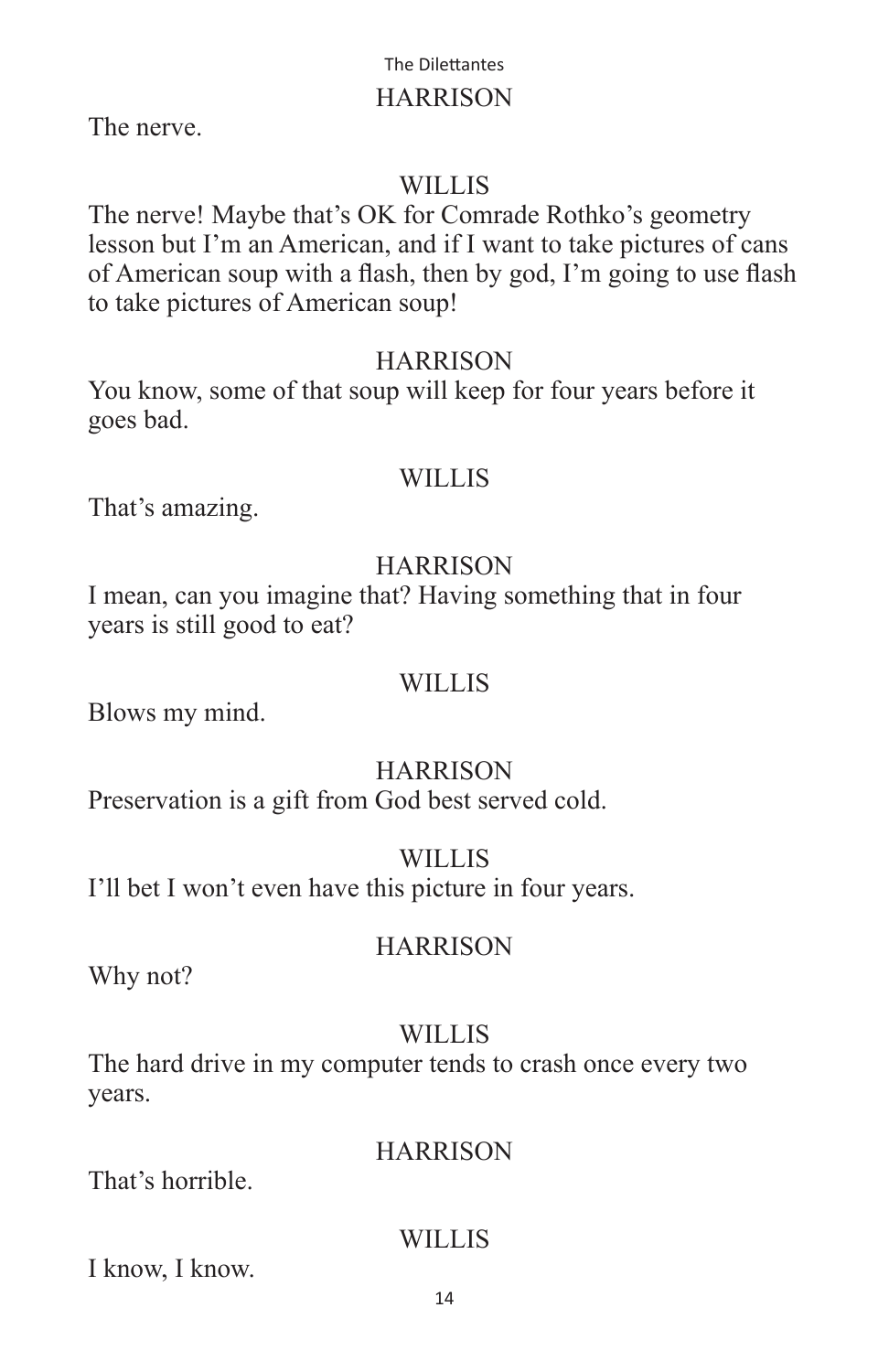HARRISON

The nerve.

WILLIS

The nerve! Maybe that's OK for Comrade Rothko's geometry lesson but I'm an American, and if I want to take pictures of cans of American soup with a flash, then by god, I'm going to use flash to take pictures of American soup!

HARRISON

You know, some of that soup will keep for four years before it goes bad.

WILLIS

That's amazing.

HARRISON

I mean, can you imagine that? Having something that in four years is still good to eat?

WILLIS

Blows my mind.

HARRISON

Preservation is a gift from God best served cold.

WILLIS

I'll bet I won't even have this picture in four years.

HARRISON

Why not?

WILLIS

The hard drive in my computer tends to crash once every two years.

HARRISON

That's horrible.

WILLIS

I know, I know.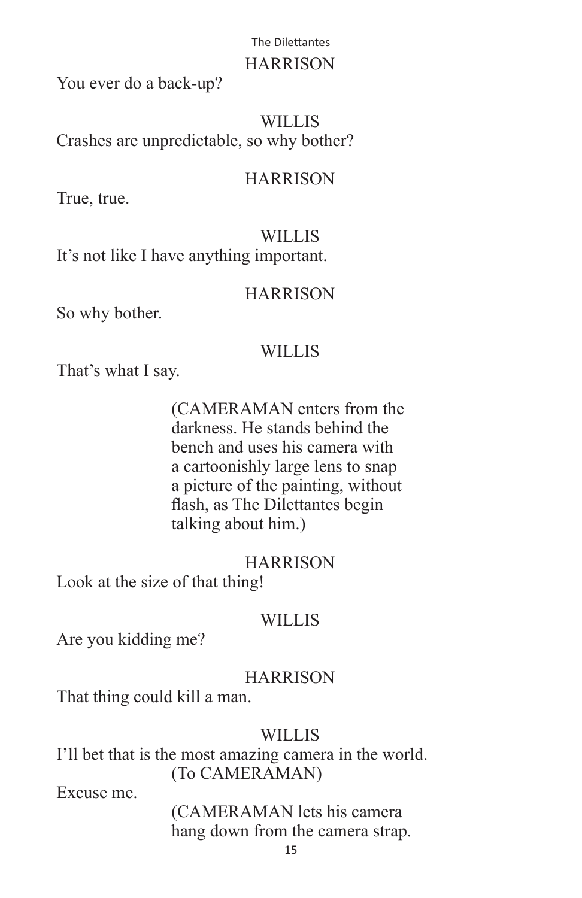HARRISON

You ever do a back-up?

WILLIS

Crashes are unpredictable, so why bother?

HARRISON

True, true.

WILLIS

It's not like I have anything important.

HARRISON

So why bother.

WILLIS

That's what I say.

(CAMERAMAN enters from the darkness. He stands behind the bench and uses his camera with a cartoonishly large lens to snap a picture of the painting, without flash, as The Dilettantes begin talking about him.)

HARRISON

Look at the size of that thing!

WILLIS

Are you kidding me?

HARRISON

That thing could kill a man.

WILLIS

I'll bet that is the most amazing camera in the world.

(To CAMERAMAN)

Excuse me.

(CAMERAMAN lets his camera hang down from the camera strap.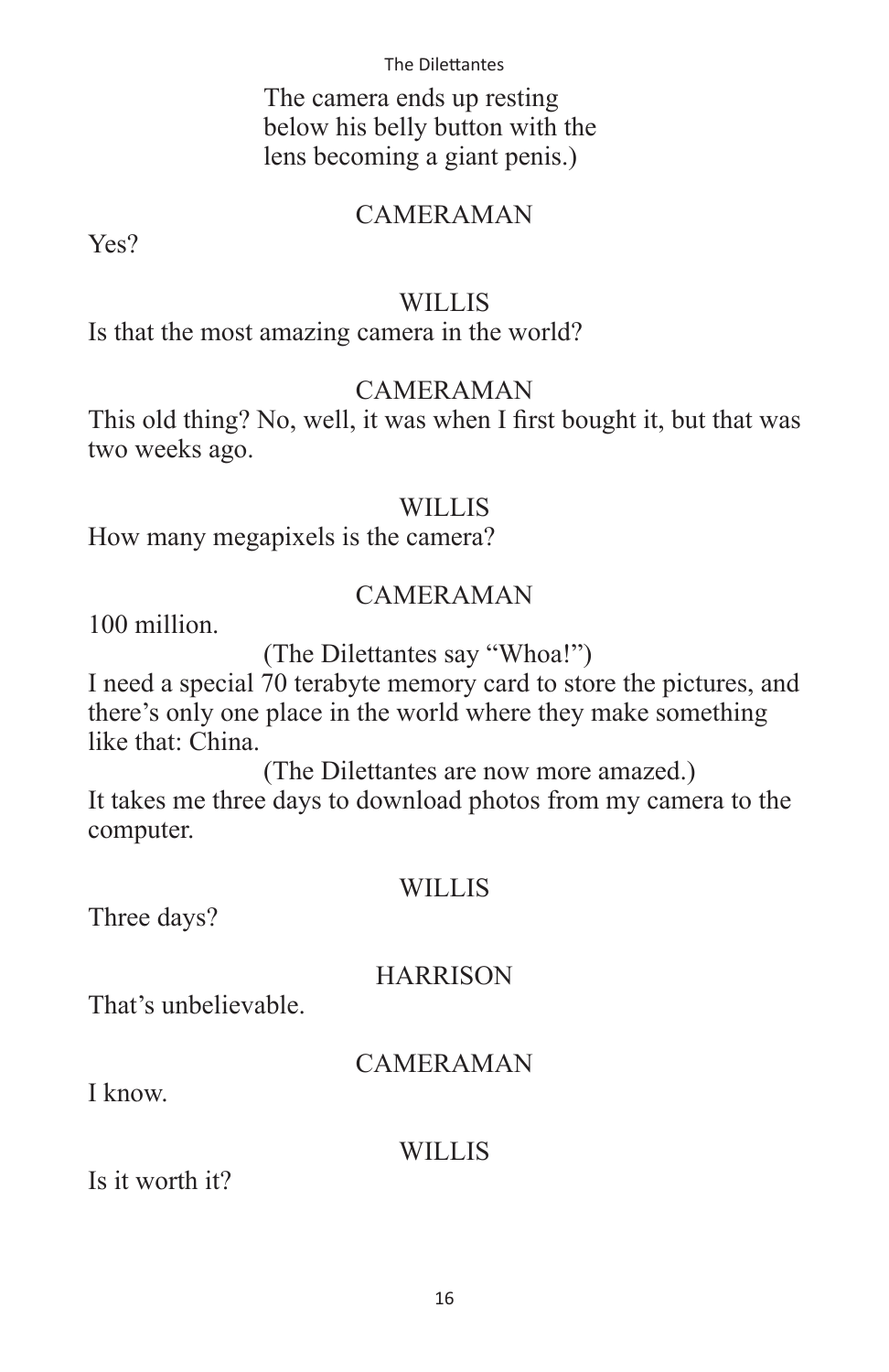The camera ends up resting below his belly button with the lens becoming a giant penis.)

CAMERAMAN

Yes?

WILLIS

Is that the most amazing camera in the world?

CAMERAMAN

This old thing? No, well, it was when I first bought it, but that was two weeks ago.

WILLIS

How many megapixels is the camera?

CAMERAMAN

100 million.

(The Dilettantes say "Whoa!")

I need a special 70 terabyte memory card to store the pictures, and there's only one place in the world where they make something like that: China.

(The Dilettantes are now more amazed.)

It takes me three days to download photos from my camera to the computer.

WILLIS

Three days?

HARRISON

That's unbelievable.

CAMERAMAN

I know.

WILLIS

Is it worth it?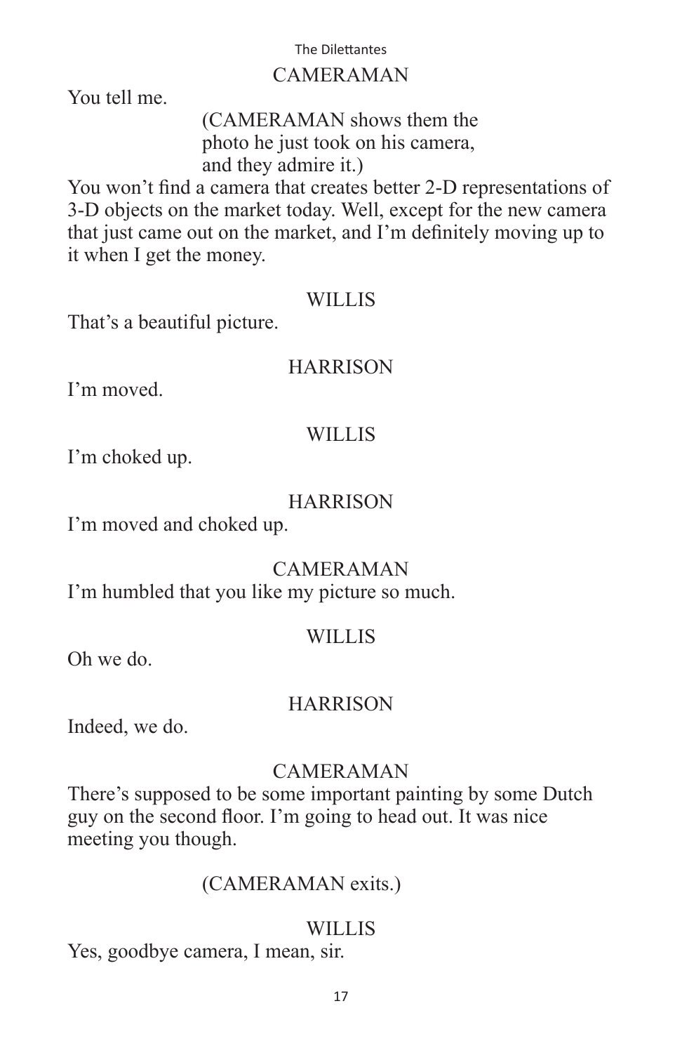CAMERAMAN

You tell me.

(CAMERAMAN shows them the photo he just took on his camera, and they admire it.)

You won't find a camera that creates better 2-D representations of 3-D objects on the market today. Well, except for the new camera that just came out on the market, and I'm definitely moving up to it when I get the money.

WILLIS

That's a beautiful picture.

HARRISON

I'm moved.

WILLIS

I'm choked up.

HARRISON

I'm moved and choked up.

CAMERAMAN

I'm humbled that you like my picture so much.

WILLIS

Oh we do.

HARRISON

Indeed, we do.

CAMERAMAN

There's supposed to be some important painting by some Dutch guy on the second floor. I'm going to head out. It was nice meeting you though.

(CAMERAMAN exits.)

WILLIS

Yes, goodbye camera, I mean, sir.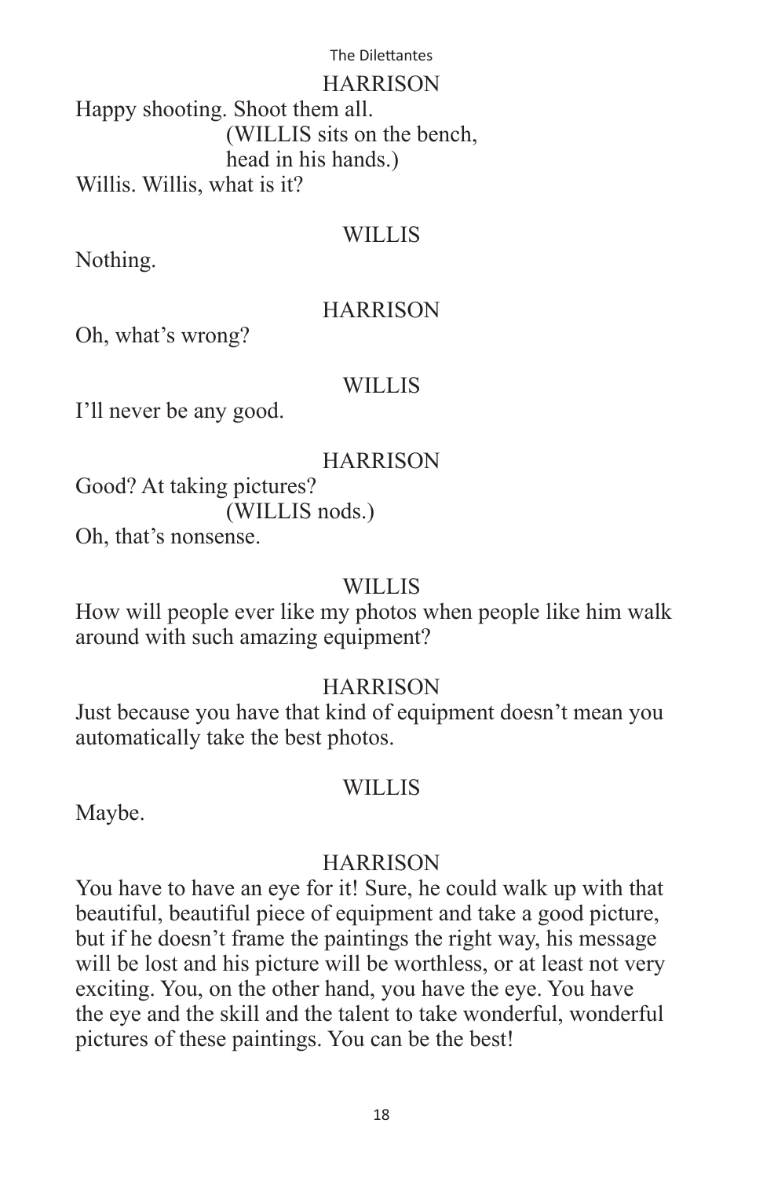HARRISON

Happy shooting. Shoot them all.

(WILLIS sits on the bench, head in his hands.)

Willis. Willis, what is it?

WILLIS

Nothing.

HARRISON

Oh, what's wrong?

WILLIS

I'll never be any good.

HARRISON

Good? At taking pictures?

(WILLIS nods.)

Oh, that's nonsense.

WILLIS

How will people ever like my photos when people like him walk around with such amazing equipment?

HARRISON

Just because you have that kind of equipment doesn't mean you automatically take the best photos.

WILLIS

Maybe.

HARRISON

You have to have an eye for it! Sure, he could walk up with that beautiful, beautiful piece of equipment and take a good picture, but if he doesn't frame the paintings the right way, his message will be lost and his picture will be worthless, or at least not very exciting. You, on the other hand, you have the eye. You have the eye and the skill and the talent to take wonderful, wonderful pictures of these paintings. You can be the best!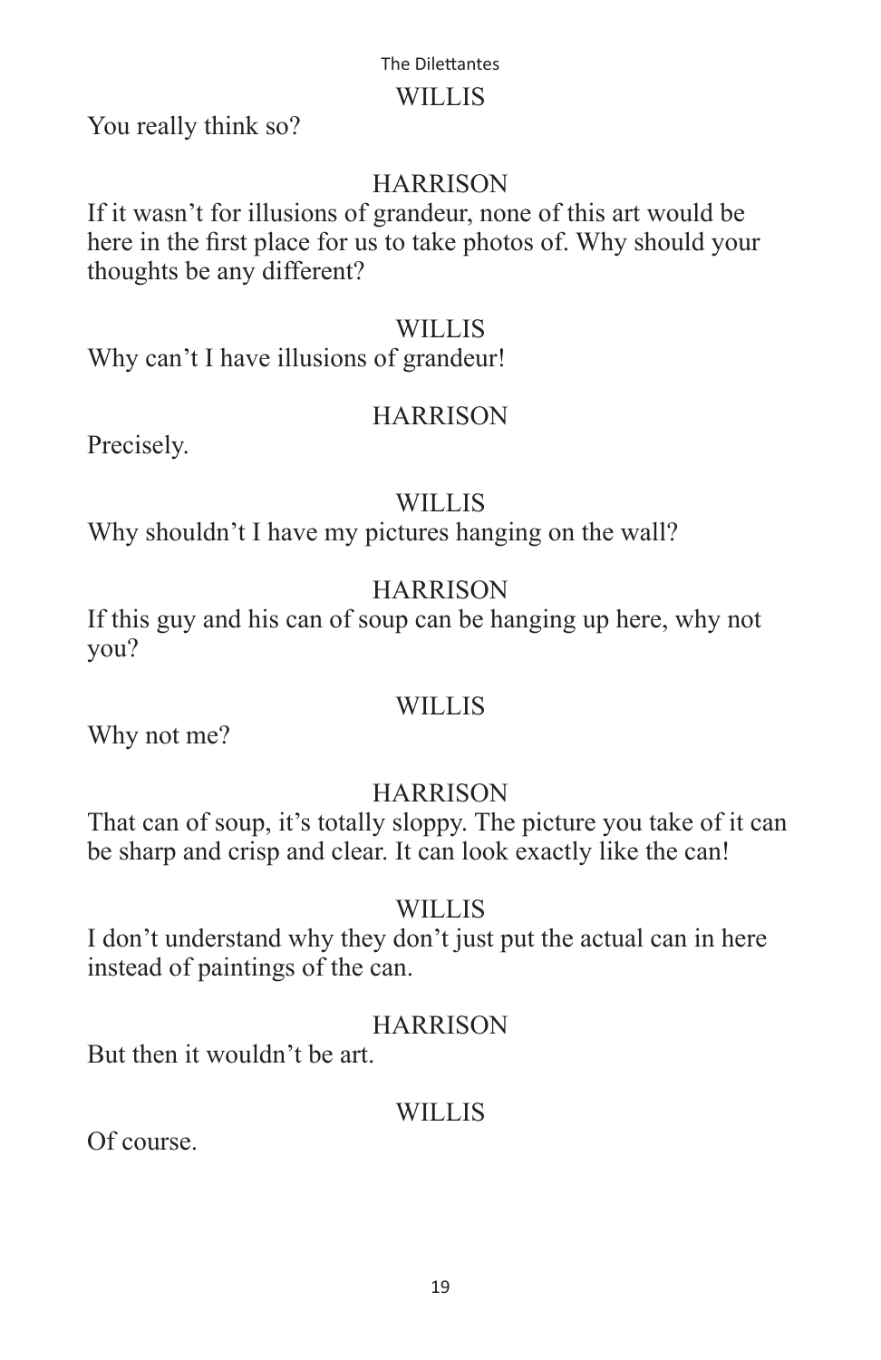WILLIS

You really think so?

HARRISON

If it wasn't for illusions of grandeur, none of this art would be here in the first place for us to take photos of. Why should your thoughts be any different?

WILLIS

Why can't I have illusions of grandeur!

HARRISON

Precisely.

WILLIS

Why shouldn't I have my pictures hanging on the wall?

HARRISON

If this guy and his can of soup can be hanging up here, why not you?

WILLIS

Why not me?

HARRISON

That can of soup, it's totally sloppy. The picture you take of it can be sharp and crisp and clear. It can look exactly like the can!

WILLIS

I don't understand why they don't just put the actual can in here instead of paintings of the can.

HARRISON

But then it wouldn't be art.

WILLIS

Of course.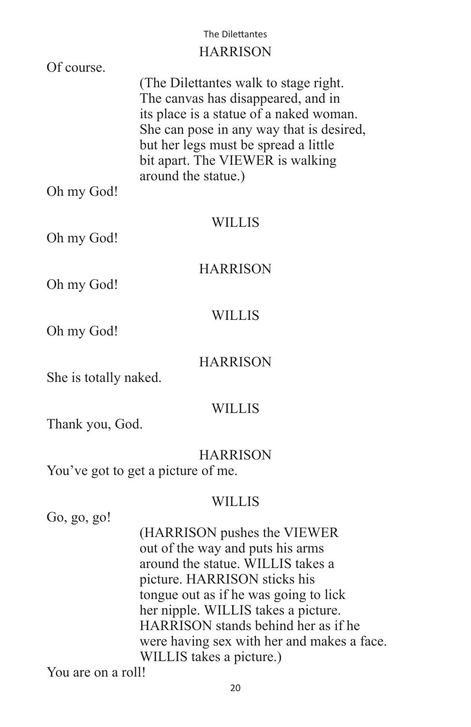HARRISON

Of course.

(The Dilettantes walk to stage right. The canvas has disappeared, and in its place is a statue of a naked woman. She can pose in any way that is desired, but her legs must be spread a little bit apart. The VIEWER is walking around the statue.)

Oh my God!

WILLIS

Oh my God!

HARRISON

Oh my God!

WILLIS

Oh my God!

HARRISON

She is totally naked.

WILLIS

Thank you, God.

HARRISON

You've got to get a picture of me.

WILLIS

Go, go, go!

(HARRISON pushes the VIEWER out of the way and puts his arms around the statue. WILLIS takes a picture. HARRISON sticks his tongue out as if he was going to lick her nipple. WILLIS takes a picture. HARRISON stands behind her as if he were having sex with her and makes a face. WILLIS takes a picture.)

You are on a roll!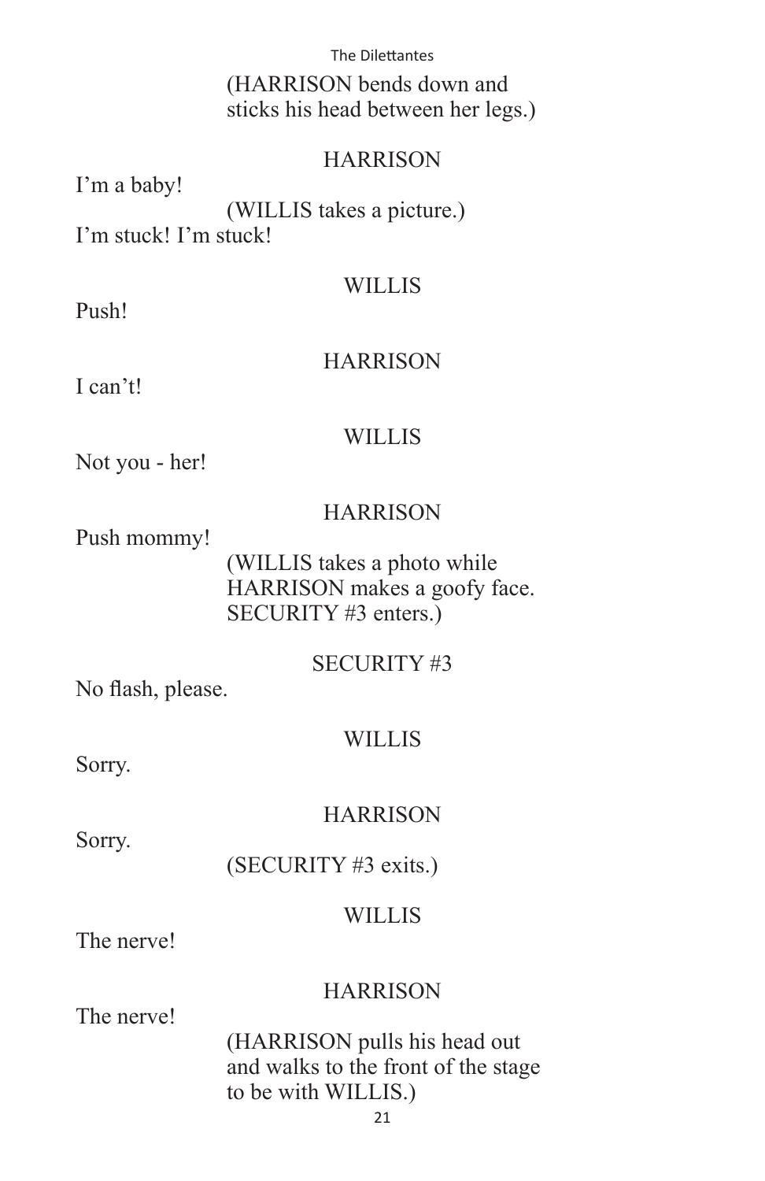(HARRISON bends down and sticks his head between her legs.)

HARRISON

I'm a baby!

(WILLIS takes a picture.)

I'm stuck! I'm stuck!

WILLIS

Push!

HARRISON

I can't!

WILLIS

Not you - her!

HARRISON

Push mommy!

(WILLIS takes a photo while HARRISON makes a goofy face. SECURITY #3 enters.)

SECURITY #3

No flash, please.

WILLIS

Sorry.

HARRISON

Sorry.

(SECURITY #3 exits.)

WILLIS

The nerve!

HARRISON

The nerve!

(HARRISON pulls his head out and walks to the front of the stage to be with WILLIS.)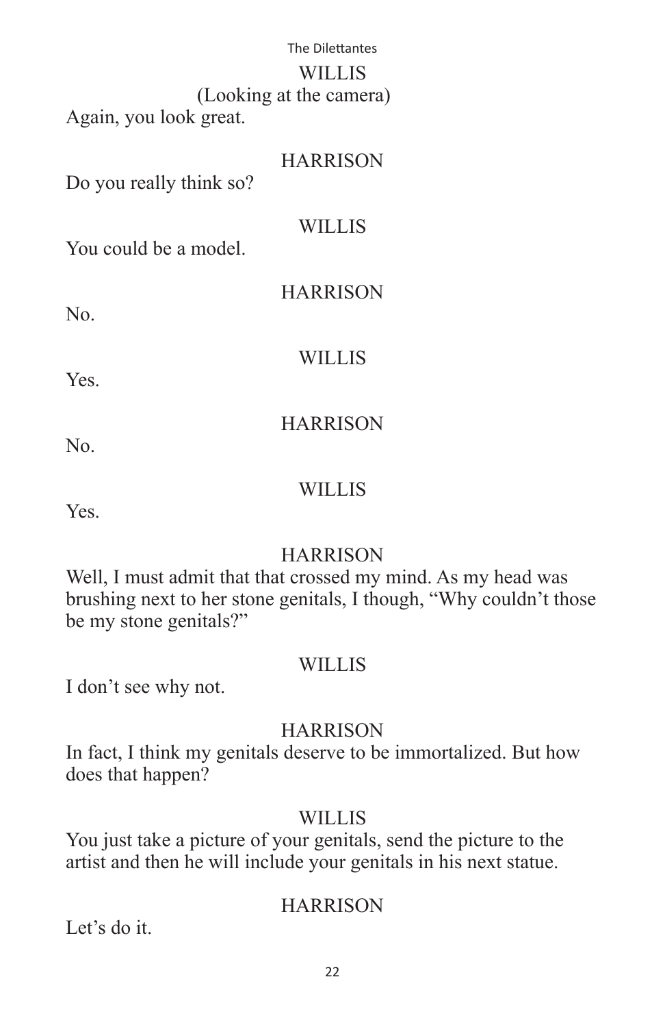WILLIS

(Looking at the camera)

Again, you look great.

HARRISON

Do you really think so?

WILLIS

You could be a model.

HARRISON

No.

WILLIS

Yes.

HARRISON

No.

WILLIS

Yes.

HARRISON

Well, I must admit that that crossed my mind. As my head was brushing next to her stone genitals, I though, "Why couldn't those be my stone genitals?"

WILLIS

I don't see why not.

HARRISON

In fact, I think my genitals deserve to be immortalized. But how does that happen?

WILLIS

You just take a picture of your genitals, send the picture to the artist and then he will include your genitals in his next statue.

HARRISON

Let's do it.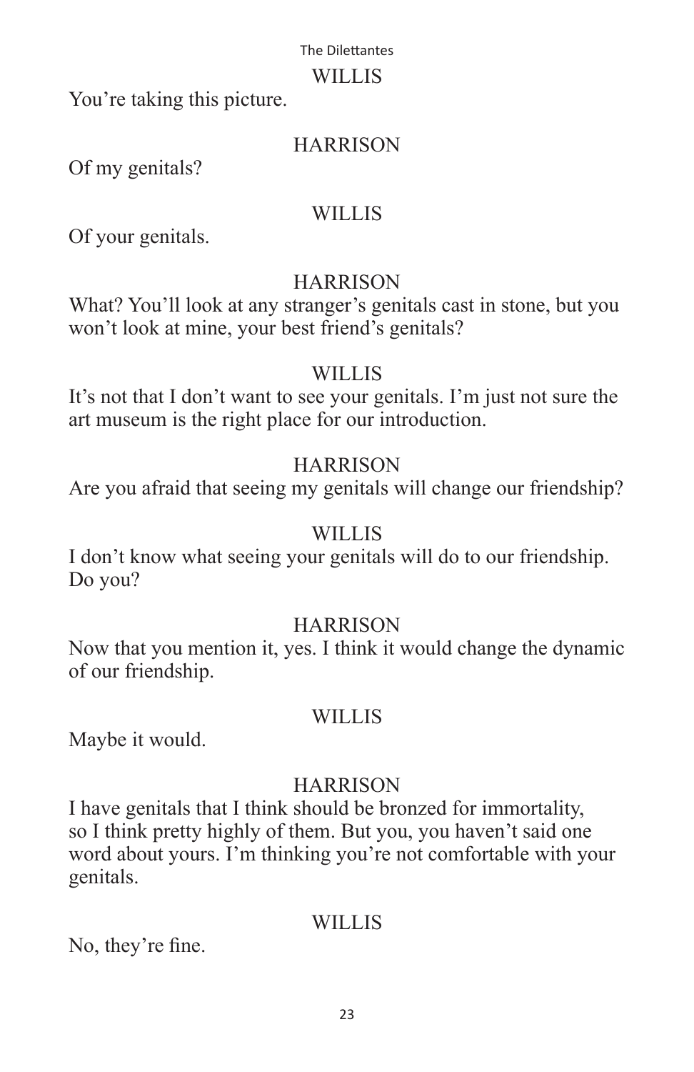WILLIS

You're taking this picture.

HARRISON

Of my genitals?

WILLIS

Of your genitals.

HARRISON

What? You'll look at any stranger's genitals cast in stone, but you won't look at mine, your best friend's genitals?

WILLIS

It's not that I don't want to see your genitals. I'm just not sure the art museum is the right place for our introduction.

HARRISON

Are you afraid that seeing my genitals will change our friendship?

WILLIS

I don't know what seeing your genitals will do to our friendship. Do you?

HARRISON

Now that you mention it, yes. I think it would change the dynamic of our friendship.

WILLIS

Maybe it would.

HARRISON

I have genitals that I think should be bronzed for immortality, so I think pretty highly of them. But you, you haven't said one word about yours. I'm thinking you're not comfortable with your genitals.

WILLIS

No, they're fine.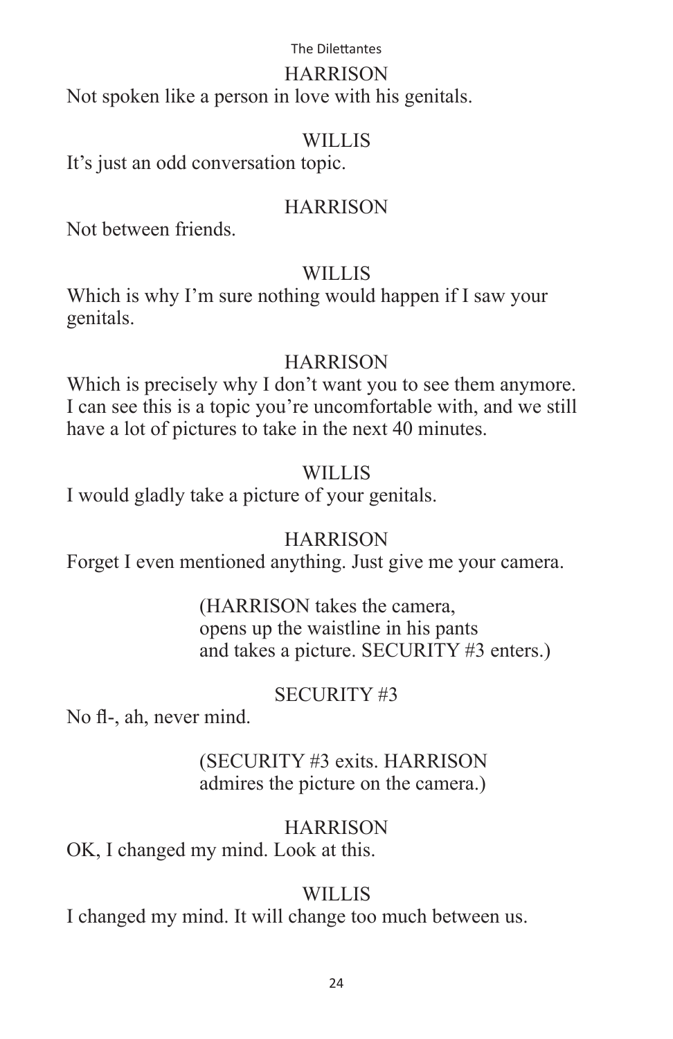HARRISON

Not spoken like a person in love with his genitals.

WILLIS

It’s just an odd conversation topic.

HARRISON

Not between friends.

WILLIS

Which is why I’m sure nothing would happen if I saw your genitals.

HARRISON

Which is precisely why I don’t want you to see them anymore. I can see this is a topic you’re uncomfortable with, and we still have a lot of pictures to take in the next 40 minutes.

WILLIS

I would gladly take a picture of your genitals.

HARRISON

Forget I even mentioned anything. Just give me your camera.

(HARRISON takes the camera, opens up the waistline in his pants and takes a picture. SECURITY #3 enters.)

SECURITY #3

No fl-, ah, never mind.

(SECURITY #3 exits. HARRISON admires the picture on the camera.)

HARRISON

OK, I changed my mind. Look at this.

WILLIS

I changed my mind. It will change too much between us.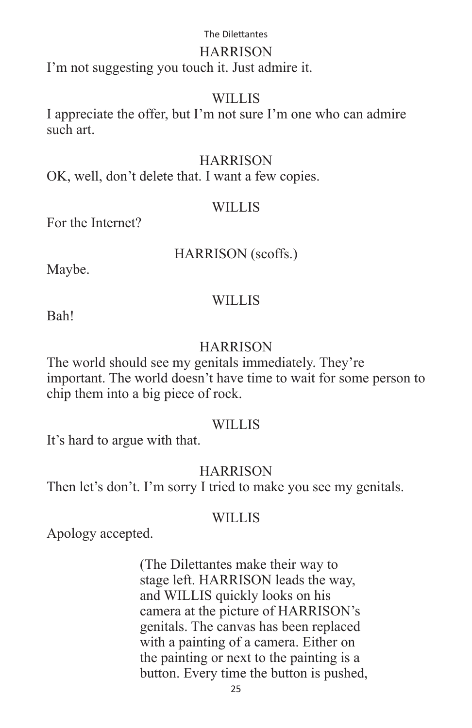HARRISON

I'm not suggesting you touch it. Just admire it.

WILLIS

I appreciate the offer, but I'm not sure I'm one who can admire such art.

HARRISON

OK, well, don't delete that. I want a few copies.

WILLIS

For the Internet?

HARRISON (scoffs.)

Maybe.

WILLIS

Bah!

HARRISON

The world should see my genitals immediately. They're important. The world doesn't have time to wait for some person to chip them into a big piece of rock.

WILLIS

It's hard to argue with that.

HARRISON

Then let's don't. I'm sorry I tried to make you see my genitals.

WILLIS

Apology accepted.

(The Dilettantes make their way to stage left. HARRISON leads the way, and WILLIS quickly looks on his camera at the picture of HARRISON's genitals. The canvas has been replaced with a painting of a camera. Either on the painting or next to the painting is a button. Every time the button is pushed,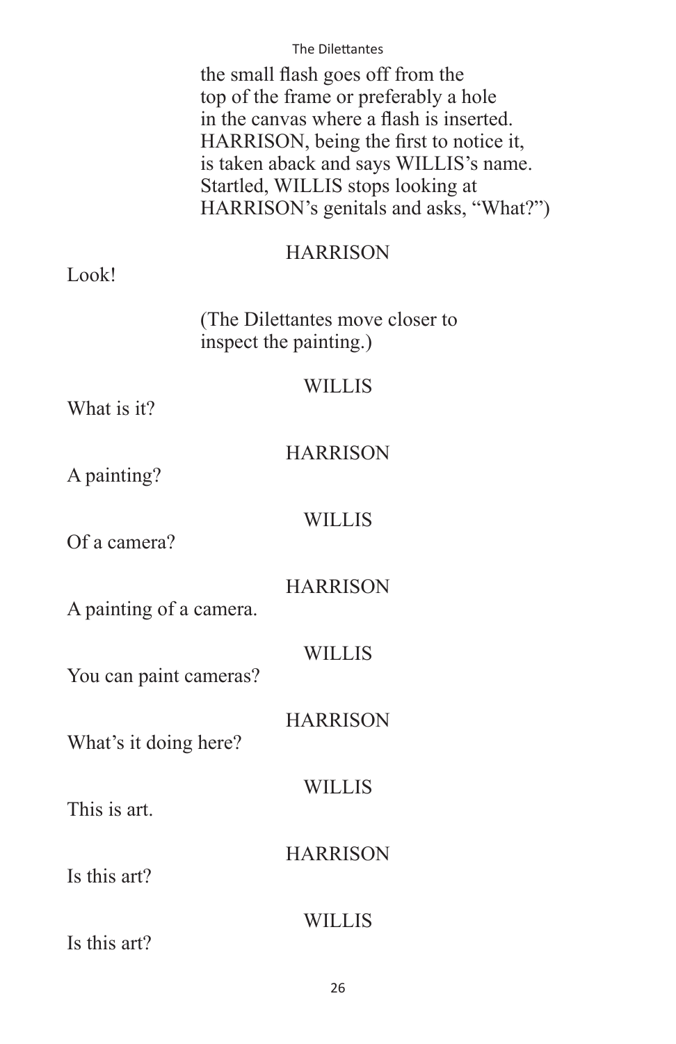the small flash goes off from the top of the frame or preferably a hole in the canvas where a flash is inserted. HARRISON, being the first to notice it, is taken aback and says WILLIS's name. Startled, WILLIS stops looking at HARRISON's genitals and asks, "What?")

HARRISON

Look!

(The Dilettantes move closer to inspect the painting.)

WILLIS

What is it?

HARRISON

A painting?

WILLIS

Of a camera?

HARRISON

A painting of a camera.

WILLIS

You can paint cameras?

HARRISON

What's it doing here?

WILLIS

This is art.

HARRISON

Is this art?

WILLIS

Is this art?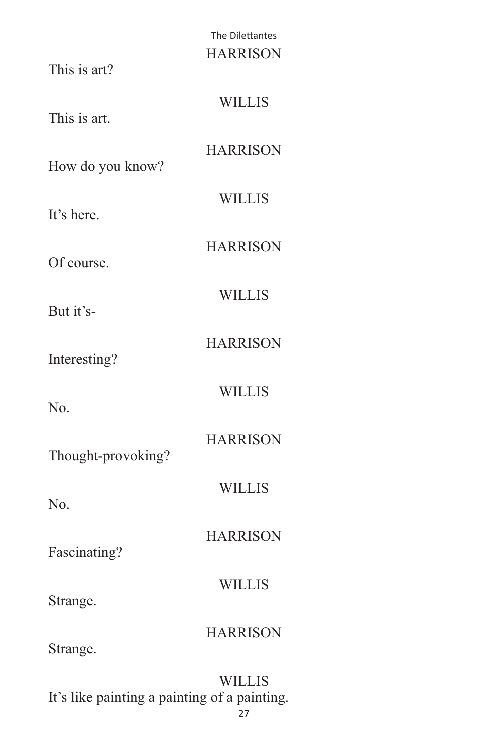HARRISON

This is art?

WILLIS

This is art.

HARRISON

How do you know?

WILLIS

It's here.

HARRISON

Of course.

WILLIS

But it's-

HARRISON

Interesting?

WILLIS

No.

HARRISON

Thought-provoking?

WILLIS

No.

HARRISON

Fascinating?

WILLIS

Strange.

HARRISON

Strange.

WILLIS

It's like painting a painting of a painting.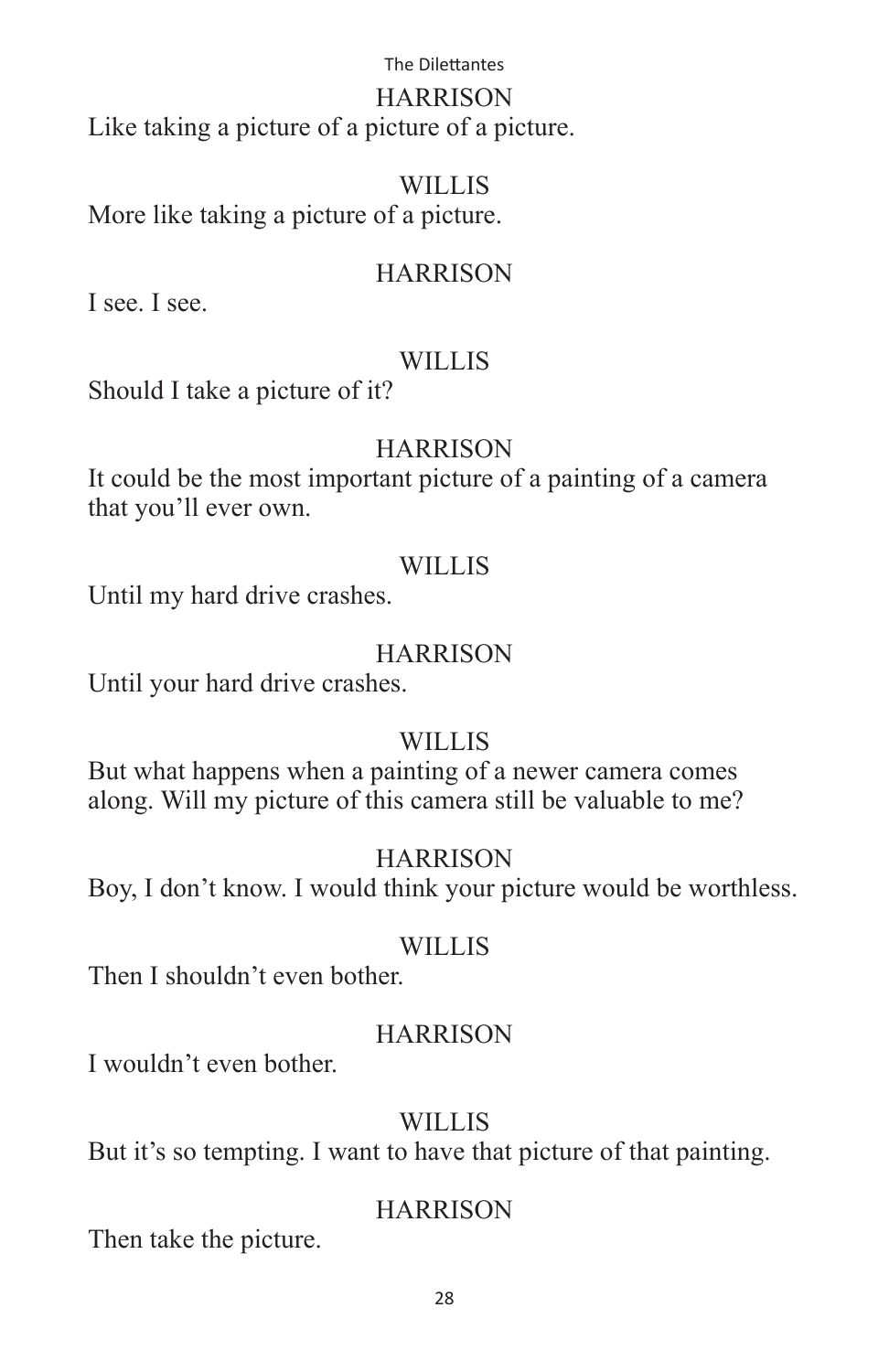HARRISON

Like taking a picture of a picture of a picture.

WILLIS

More like taking a picture of a picture.

HARRISON

I see. I see.

WILLIS

Should I take a picture of it?

HARRISON

It could be the most important picture of a painting of a camera that you'll ever own.

WILLIS

Until my hard drive crashes.

HARRISON

Until your hard drive crashes.

WILLIS

But what happens when a painting of a newer camera comes along. Will my picture of this camera still be valuable to me?

HARRISON

Boy, I don't know. I would think your picture would be worthless.

WILLIS

Then I shouldn't even bother.

HARRISON

I wouldn't even bother.

WILLIS

But it's so tempting. I want to have that picture of that painting.

HARRISON

Then take the picture.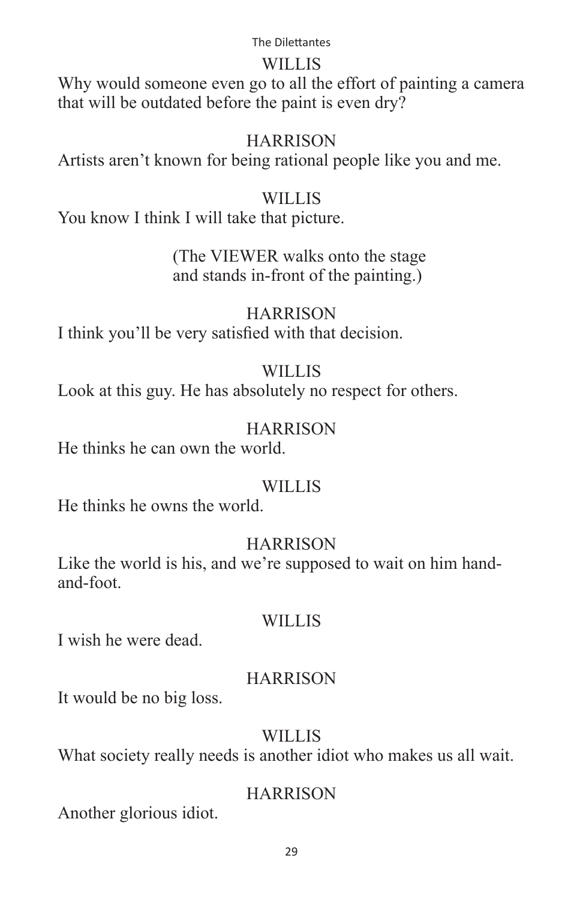WILLIS

Why would someone even go to all the effort of painting a camera that will be outdated before the paint is even dry?

HARRISON

Artists aren't known for being rational people like you and me.

WILLIS

You know I think I will take that picture.

(The VIEWER walks onto the stage and stands in-front of the painting.)

HARRISON

I think you'll be very satisfied with that decision.

WILLIS

Look at this guy. He has absolutely no respect for others.

HARRISON

He thinks he can own the world.

WILLIS

He thinks he owns the world.

HARRISON

Like the world is his, and we're supposed to wait on him hand-and-foot.

WILLIS

I wish he were dead.

HARRISON

It would be no big loss.

WILLIS

What society really needs is another idiot who makes us all wait.

HARRISON

Another glorious idiot.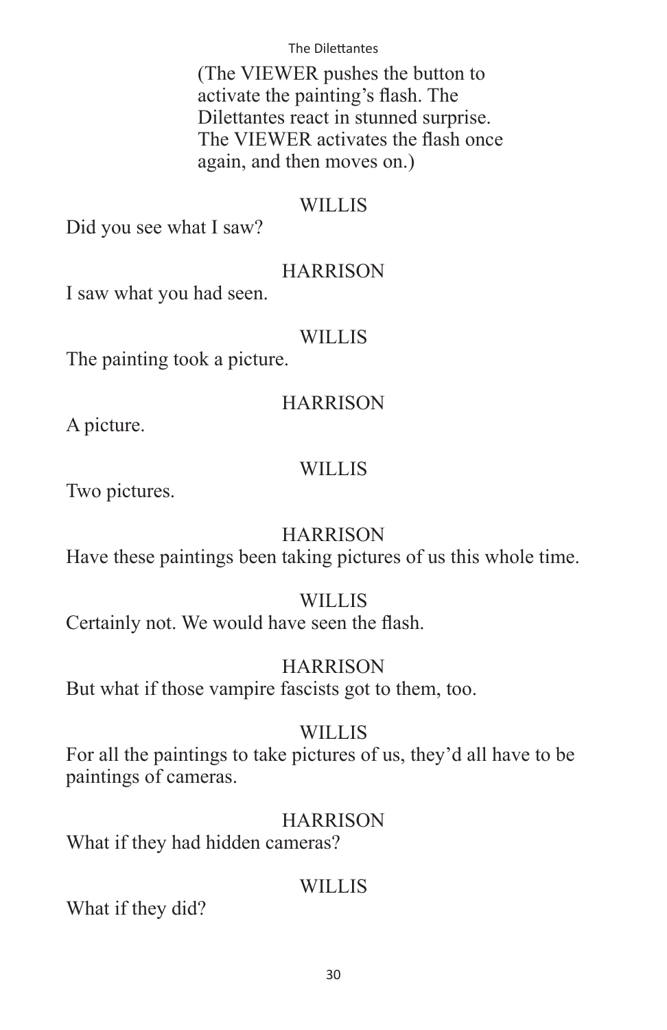(The VIEWER pushes the button to activate the painting's flash. The Dilettantes react in stunned surprise. The VIEWER activates the flash once again, and then moves on.)

WILLIS

Did you see what I saw?

HARRISON

I saw what you had seen.

WILLIS

The painting took a picture.

HARRISON

A picture.

WILLIS

Two pictures.

HARRISON

Have these paintings been taking pictures of us this whole time.

WILLIS

Certainly not. We would have seen the flash.

HARRISON

But what if those vampire fascists got to them, too.

WILLIS

For all the paintings to take pictures of us, they'd all have to be paintings of cameras.

HARRISON

What if they had hidden cameras?

WILLIS

What if they did?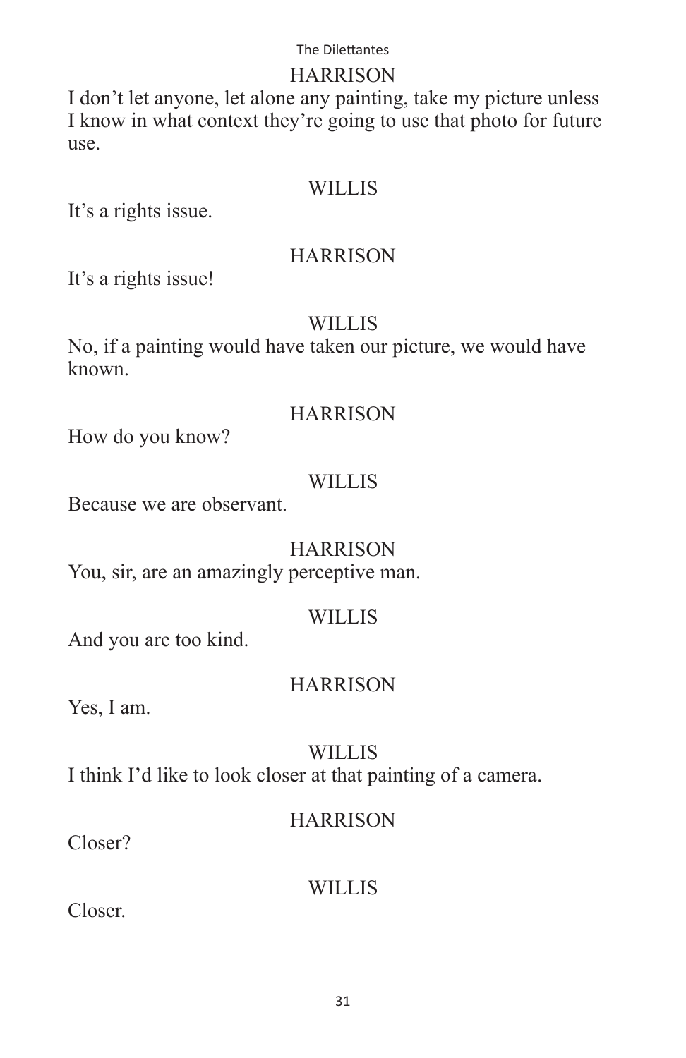HARRISON

I don't let anyone, let alone any painting, take my picture unless I know in what context they're going to use that photo for future use.

WILLIS

It's a rights issue.

HARRISON

It's a rights issue!

WILLIS

No, if a painting would have taken our picture, we would have known.

HARRISON

How do you know?

WILLIS

Because we are observant.

HARRISON

You, sir, are an amazingly perceptive man.

WILLIS

And you are too kind.

HARRISON

Yes, I am.

WILLIS

I think I'd like to look closer at that painting of a camera.

HARRISON

Closer?

WILLIS

Closer.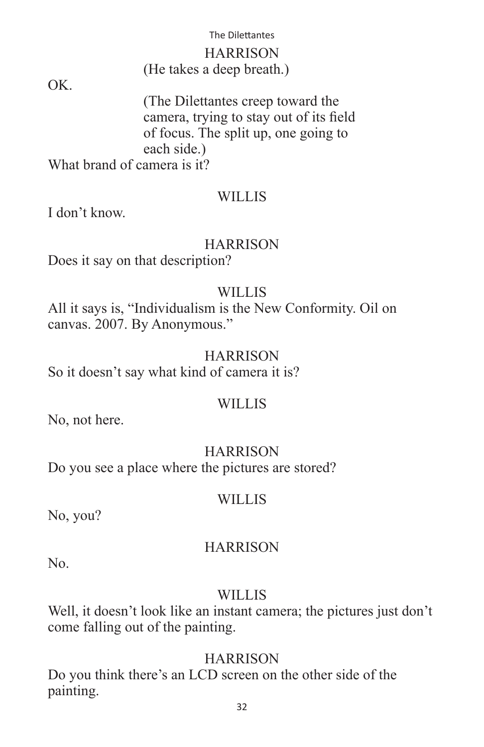HARRISON
(He takes a deep breath.)

OK.

(The Dilettantes creep toward the camera, trying to stay out of its field of focus. The split up, one going to each side.)

What brand of camera is it?

WILLIS

I don't know.

HARRISON

Does it say on that description?

WILLIS

All it says is, "Individualism is the New Conformity. Oil on canvas. 2007. By Anonymous."

HARRISON

So it doesn't say what kind of camera it is?

WILLIS

No, not here.

HARRISON

Do you see a place where the pictures are stored?

WILLIS

No, you?

HARRISON

No.

WILLIS

Well, it doesn't look like an instant camera; the pictures just don't come falling out of the painting.

HARRISON

Do you think there's an LCD screen on the other side of the painting.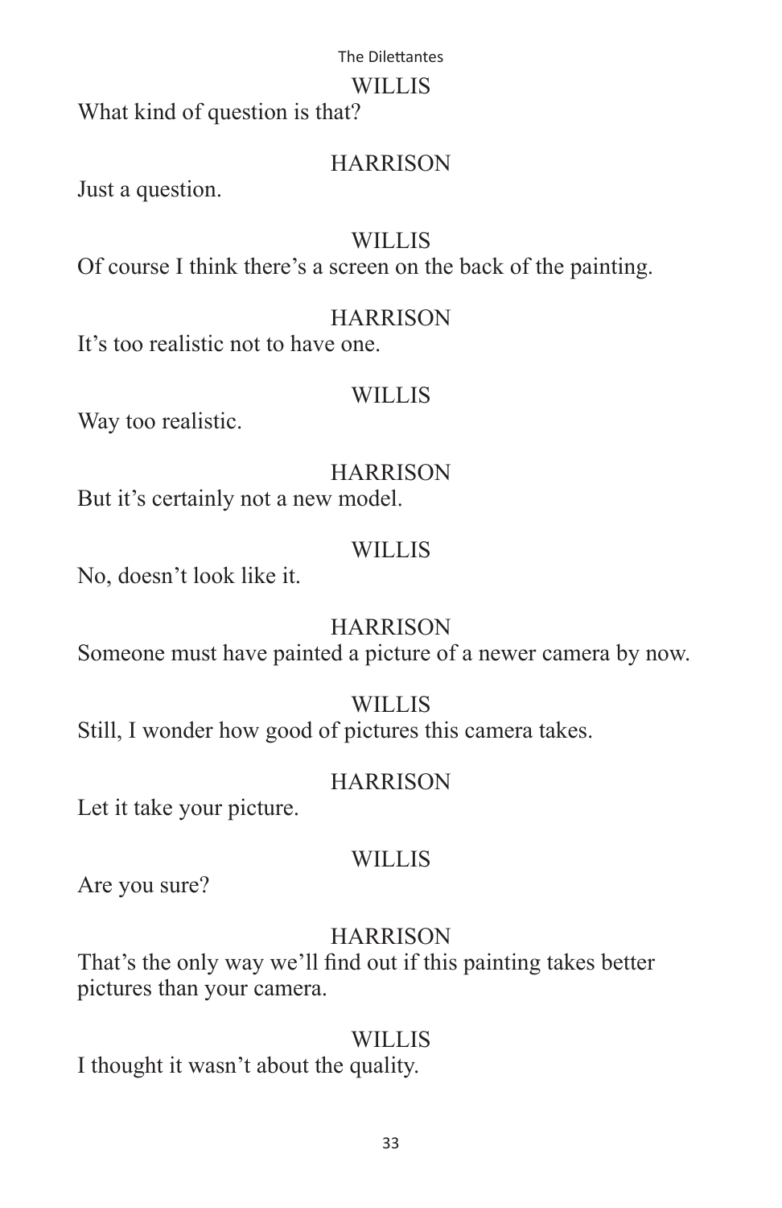WILLIS

What kind of question is that?

HARRISON

Just a question.

WILLIS

Of course I think there's a screen on the back of the painting.

HARRISON

It's too realistic not to have one.

WILLIS

Way too realistic.

HARRISON

But it's certainly not a new model.

WILLIS

No, doesn't look like it.

HARRISON

Someone must have painted a picture of a newer camera by now.

WILLIS

Still, I wonder how good of pictures this camera takes.

HARRISON

Let it take your picture.

WILLIS

Are you sure?

HARRISON

That's the only way we'll find out if this painting takes better pictures than your camera.

WILLIS

I thought it wasn't about the quality.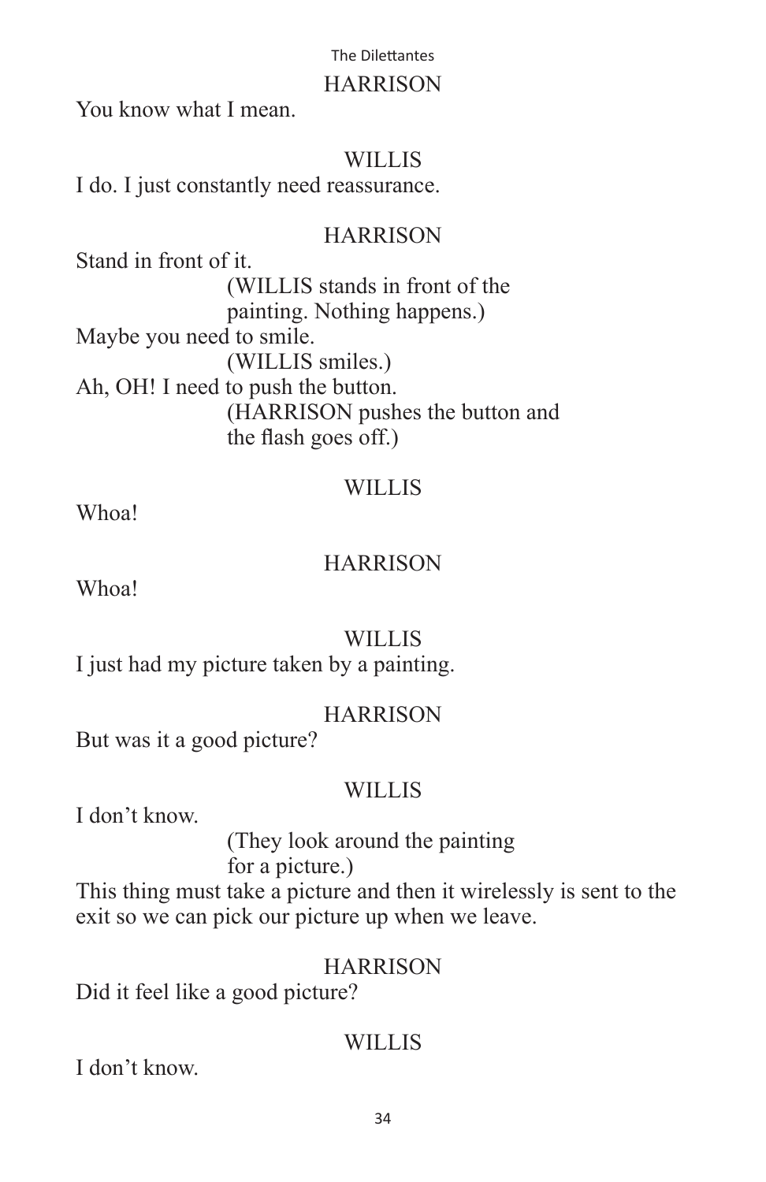HARRISON

You know what I mean.

WILLIS

I do. I just constantly need reassurance.

HARRISON

Stand in front of it.

(WILLIS stands in front of the painting. Nothing happens.)

Maybe you need to smile.

(WILLIS smiles.)

Ah, OH! I need to push the button.

(HARRISON pushes the button and the flash goes off.)

WILLIS

Whoa!

HARRISON

Whoa!

WILLIS

I just had my picture taken by a painting.

HARRISON

But was it a good picture?

WILLIS

I don't know.

(They look around the painting for a picture.)

This thing must take a picture and then it wirelessly is sent to the exit so we can pick our picture up when we leave.

HARRISON

Did it feel like a good picture?

WILLIS

I don't know.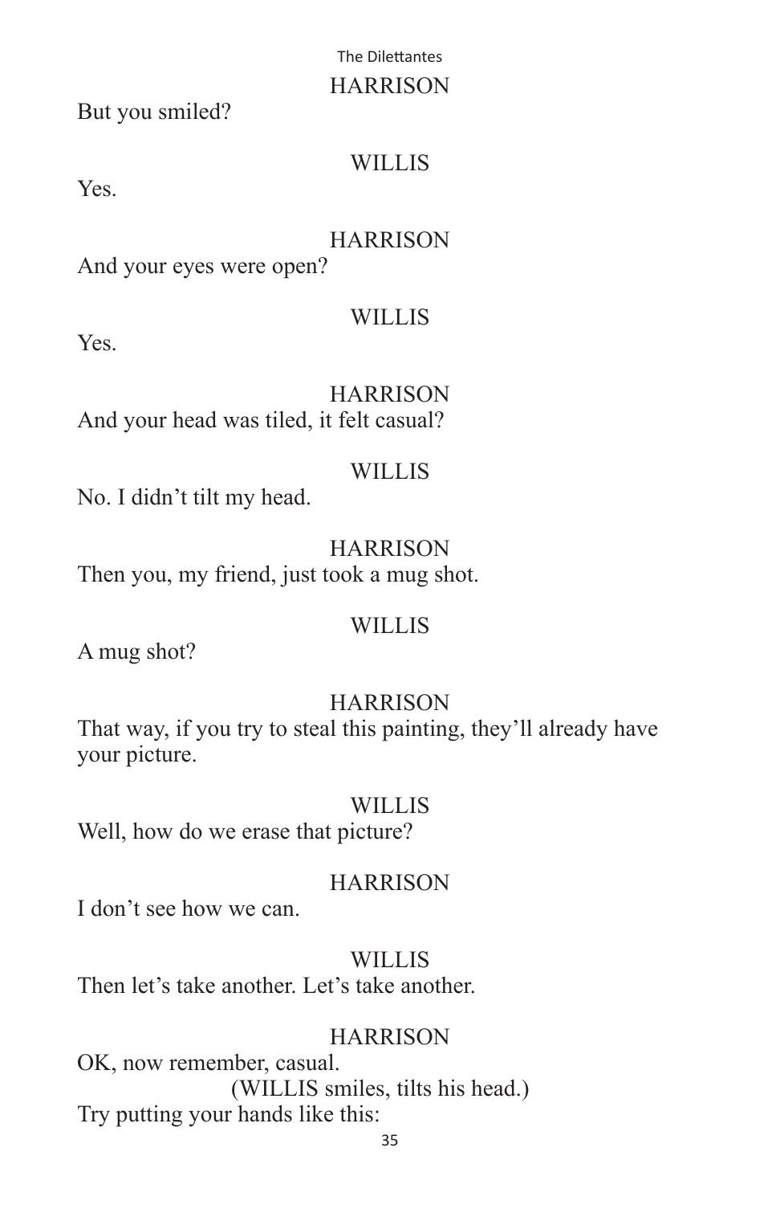HARRISON

But you smiled?

WILLIS

Yes.

HARRISON

And your eyes were open?

WILLIS

Yes.

HARRISON

And your head was tiled, it felt casual?

WILLIS

No. I didn't tilt my head.

HARRISON

Then you, my friend, just took a mug shot.

WILLIS

A mug shot?

HARRISON

That way, if you try to steal this painting, they'll already have your picture.

WILLIS

Well, how do we erase that picture?

HARRISON

I don't see how we can.

WILLIS

Then let's take another. Let's take another.

HARRISON

OK, now remember, casual.

(WILLIS smiles, tilts his head.)

Try putting your hands like this: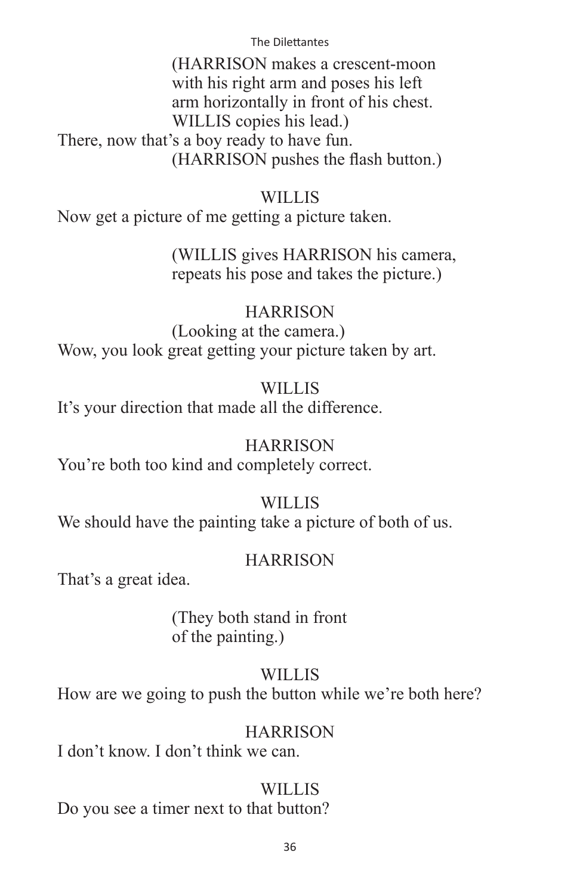(HARRISON makes a crescent-moon with his right arm and poses his left arm horizontally in front of his chest. WILLIS copies his lead.)

There, now that's a boy ready to have fun.

(HARRISON pushes the flash button.)

WILLIS

Now get a picture of me getting a picture taken.

(WILLIS gives HARRISON his camera, repeats his pose and takes the picture.)

HARRISON

(Looking at the camera.)

Wow, you look great getting your picture taken by art.

WILLIS

It's your direction that made all the difference.

HARRISON

You're both too kind and completely correct.

WILLIS

We should have the painting take a picture of both of us.

HARRISON

That's a great idea.

(They both stand in front of the painting.)

WILLIS

How are we going to push the button while we're both here?

HARRISON

I don't know. I don't think we can.

WILLIS

Do you see a timer next to that button?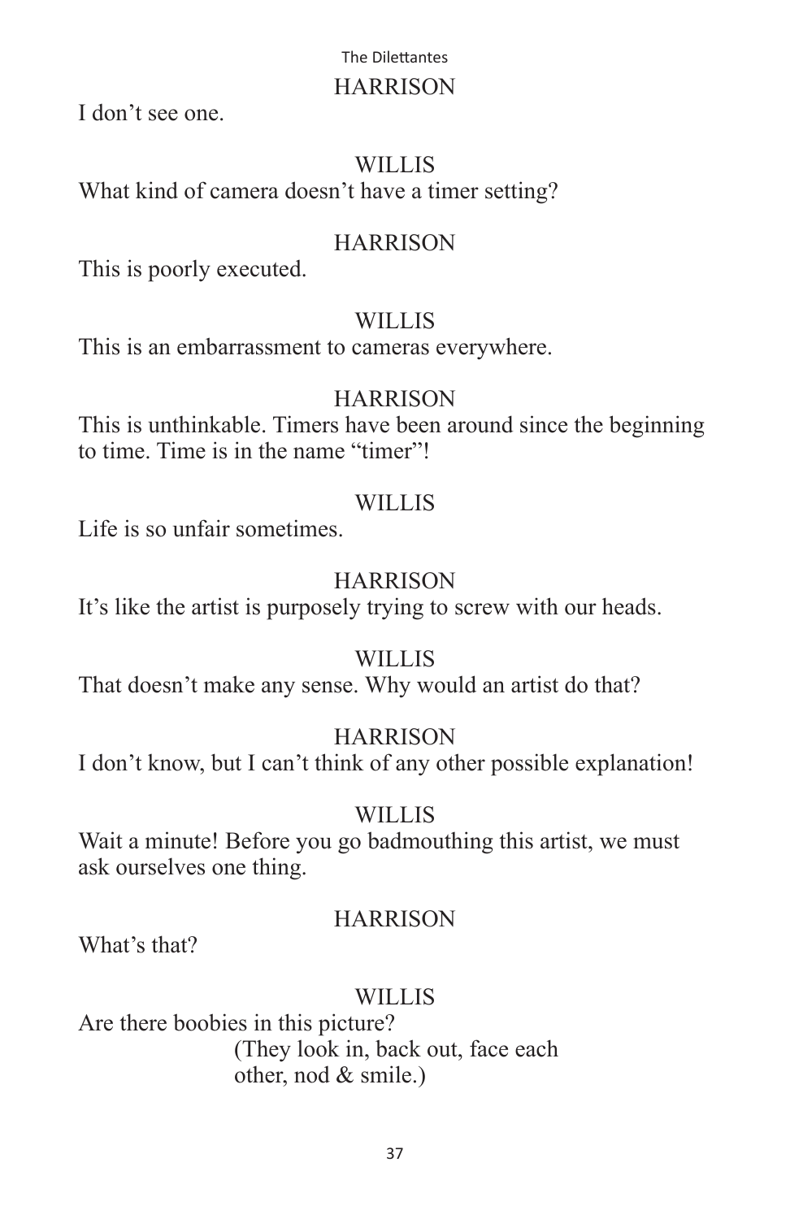HARRISON

I don't see one.

WILLIS

What kind of camera doesn't have a timer setting?

HARRISON

This is poorly executed.

WILLIS

This is an embarrassment to cameras everywhere.

HARRISON

This is unthinkable. Timers have been around since the beginning to time. Time is in the name "timer"!

WILLIS

Life is so unfair sometimes.

HARRISON

It's like the artist is purposely trying to screw with our heads.

WILLIS

That doesn't make any sense. Why would an artist do that?

HARRISON

I don't know, but I can't think of any other possible explanation!

WILLIS

Wait a minute! Before you go badmouthing this artist, we must ask ourselves one thing.

HARRISON

What's that?

WILLIS

Are there boobies in this picture?

(They look in, back out, face each other, nod & smile.)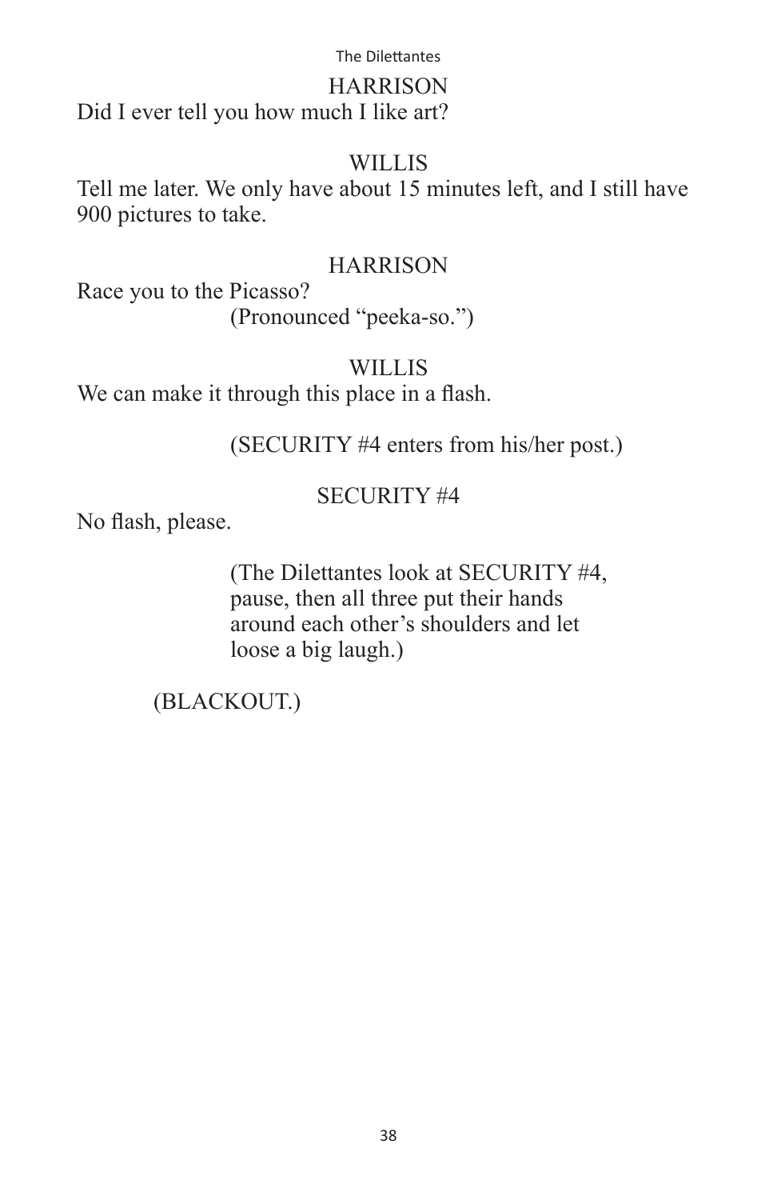HARRISON

Did I ever tell you how much I like art?

WILLIS

Tell me later. We only have about 15 minutes left, and I still have 900 pictures to take.

HARRISON

Race you to the Picasso?

(Pronounced "peeka-so.")

WILLIS

We can make it through this place in a flash.

(SECURITY #4 enters from his/her post.)

SECURITY #4

No flash, please.

(The Dilettantes look at SECURITY #4, pause, then all three put their hands around each other's shoulders and let loose a big laugh.)

(BLACKOUT.)